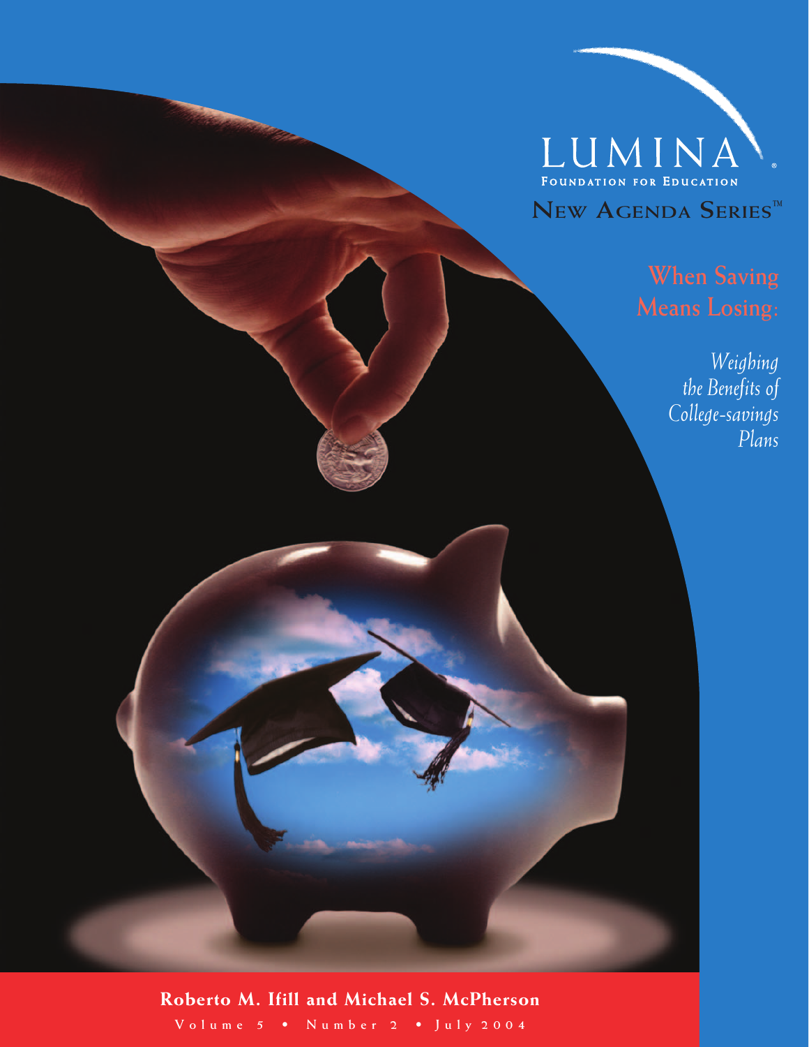LUMINA

FOUNDATION FOR EDUCATION

NEW AGENDA SERIES™

# When Saving Means Losing:

## *Weighing the Benefits of College-savings Plans*

**Roberto M. Ifill and Michael S. McPherson**

Volume 5 • Number 2 • July 2004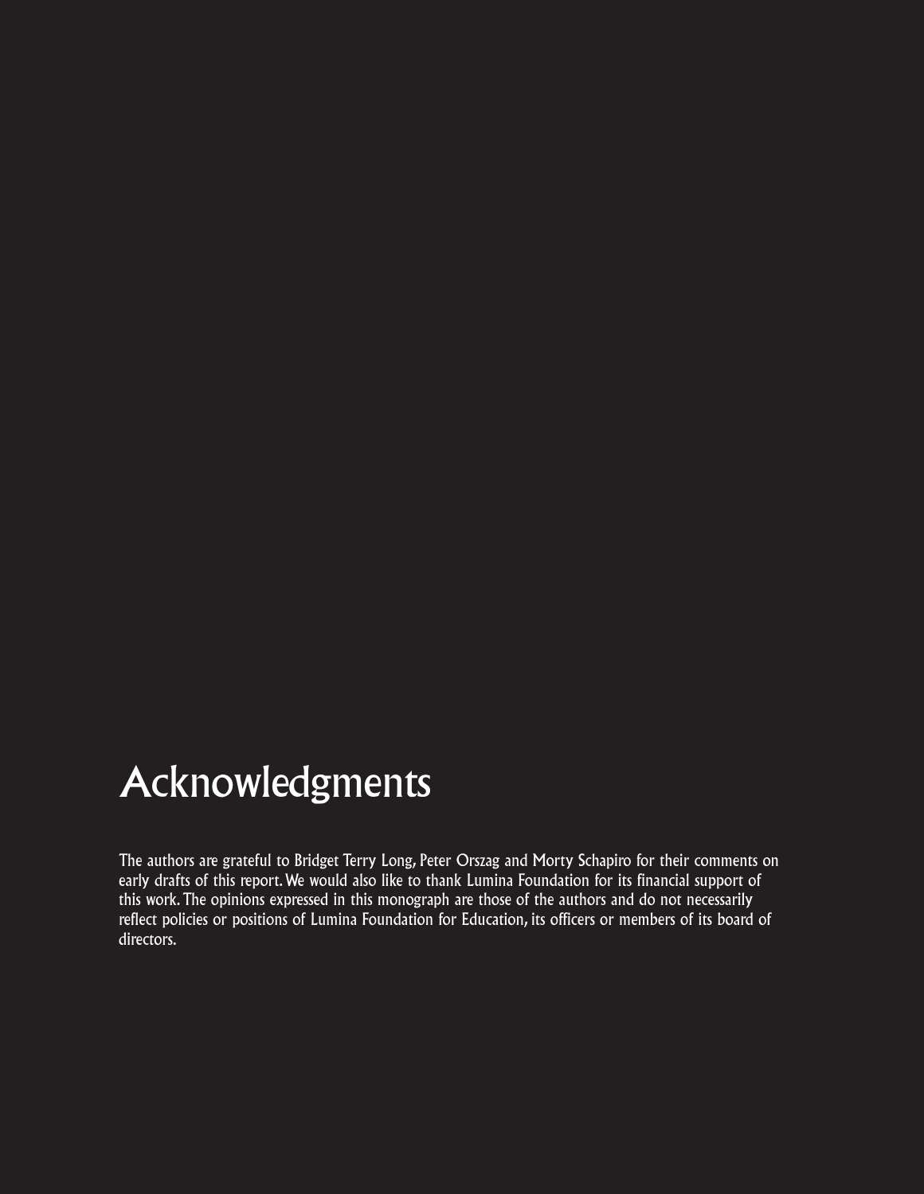# Acknowledgments

The authors are grateful to Bridget Terry Long, Peter Orszag and Morty Schapiro for their comments on early drafts of this report. We would also like to thank Lumina Foundation for its financial support of this work. The opinions expressed in this monograph are those of the authors and do not necessarily reflect policies or positions of Lumina Foundation for Education, its officers or members of its board of directors.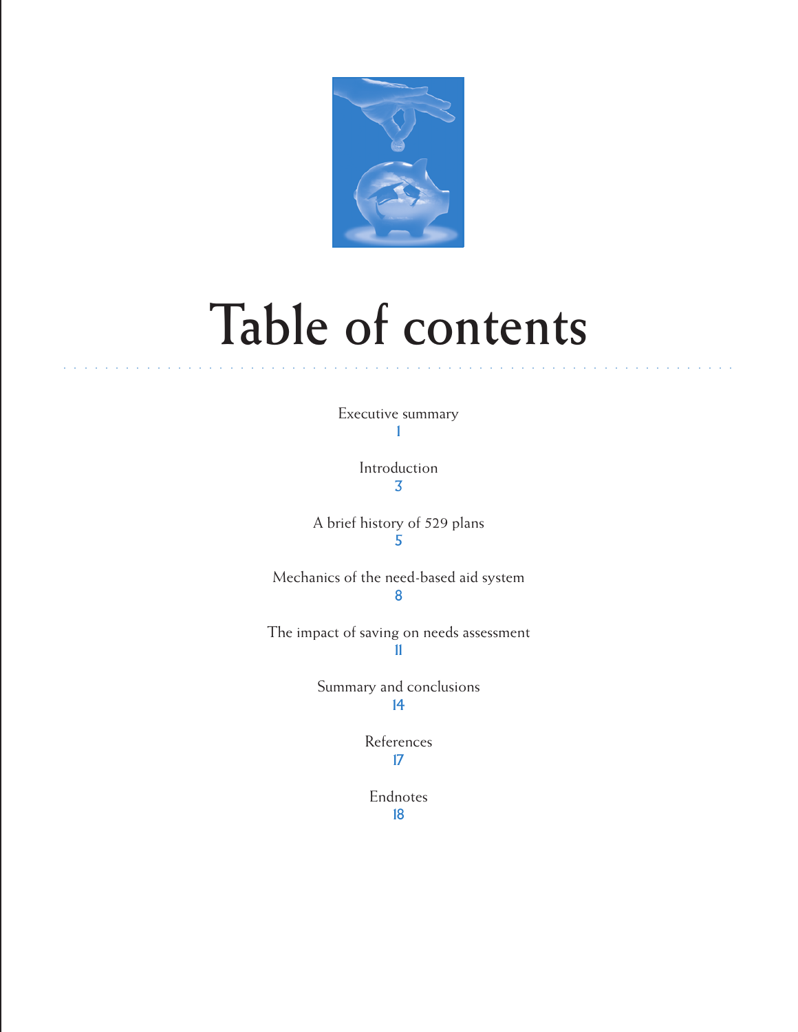# Table of contents

Executive summary
1

Introduction
3

A brief history of 529 plans
5

Mechanics of the need-based aid system
8

The impact of saving on needs assessment
11

Summary and conclusions
14

References
17

Endnotes
18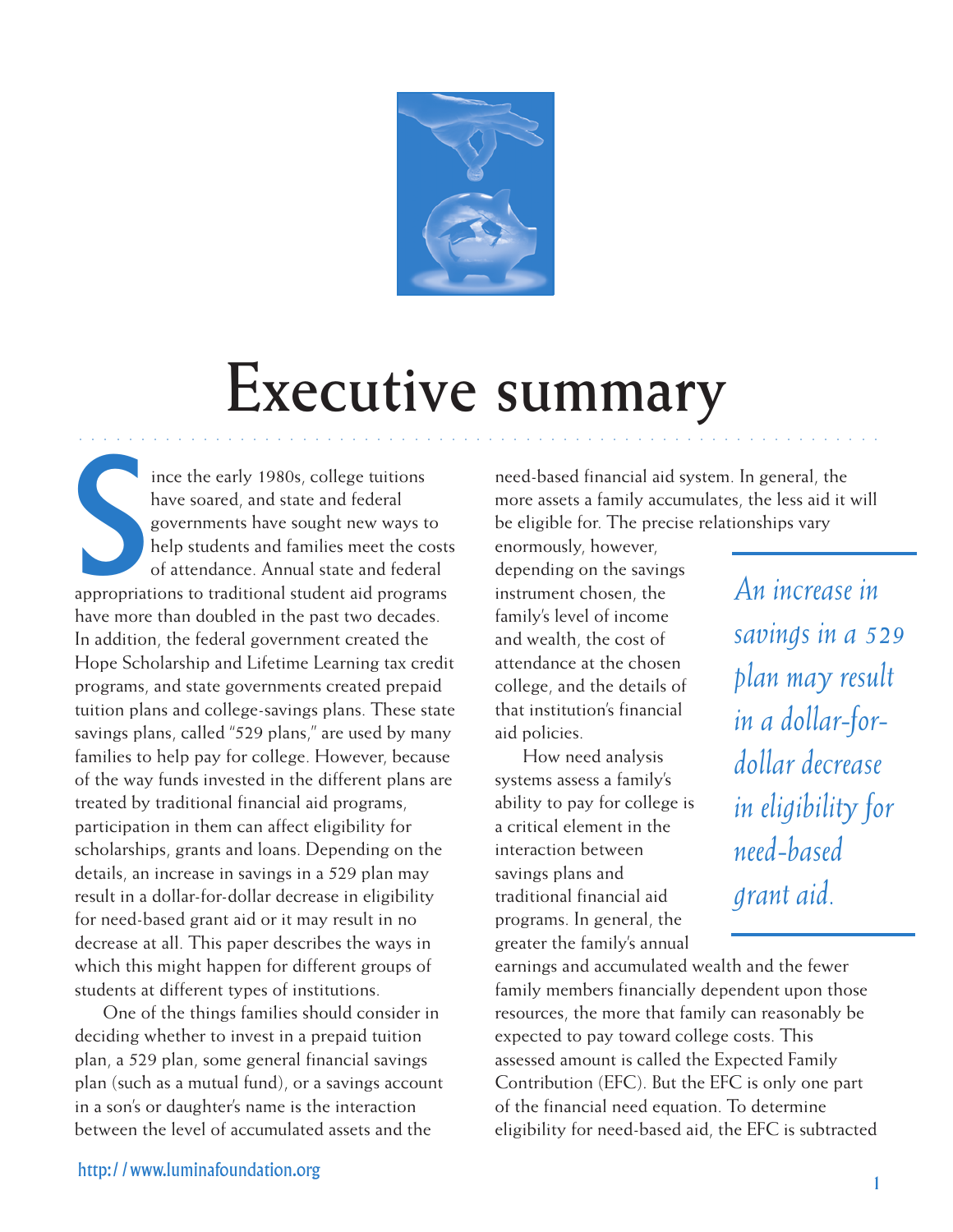# Executive summary

Since the early 1980s, college tuitions have soared, and state and federal governments have sought new ways to help students and families meet the costs of attendance. Annual state and federal appropriations to traditional student aid programs have more than doubled in the past two decades. In addition, the federal government created the Hope Scholarship and Lifetime Learning tax credit programs, and state governments created prepaid tuition plans and college-savings plans. These state savings plans, called "529 plans," are used by many families to help pay for college. However, because of the way funds invested in the different plans are treated by traditional financial aid programs, participation in them can affect eligibility for scholarships, grants and loans. Depending on the details, an increase in savings in a 529 plan may result in a dollar-for-dollar decrease in eligibility for need-based grant aid or it may result in no decrease at all. This paper describes the ways in which this might happen for different groups of students at different types of institutions.

One of the things families should consider in deciding whether to invest in a prepaid tuition plan, a 529 plan, some general financial savings plan (such as a mutual fund), or a savings account in a son's or daughter's name is the interaction between the level of accumulated assets and the need-based financial aid system. In general, the more assets a family accumulates, the less aid it will be eligible for. The precise relationships vary enormously, however, depending on the savings instrument chosen, the family's level of income and wealth, the cost of attendance at the chosen college, and the details of that institution's financial aid policies.

*An increase in savings in a 529 plan may result in a dollar-for-dollar decrease in eligibility for need-based grant aid.*

How need analysis systems assess a family's ability to pay for college is a critical element in the interaction between savings plans and traditional financial aid programs. In general, the greater the family's annual earnings and accumulated wealth and the fewer family members financially dependent upon those resources, the more that family can reasonably be expected to pay toward college costs. This assessed amount is called the Expected Family Contribution (EFC). But the EFC is only one part of the financial need equation. To determine eligibility for need-based aid, the EFC is subtracted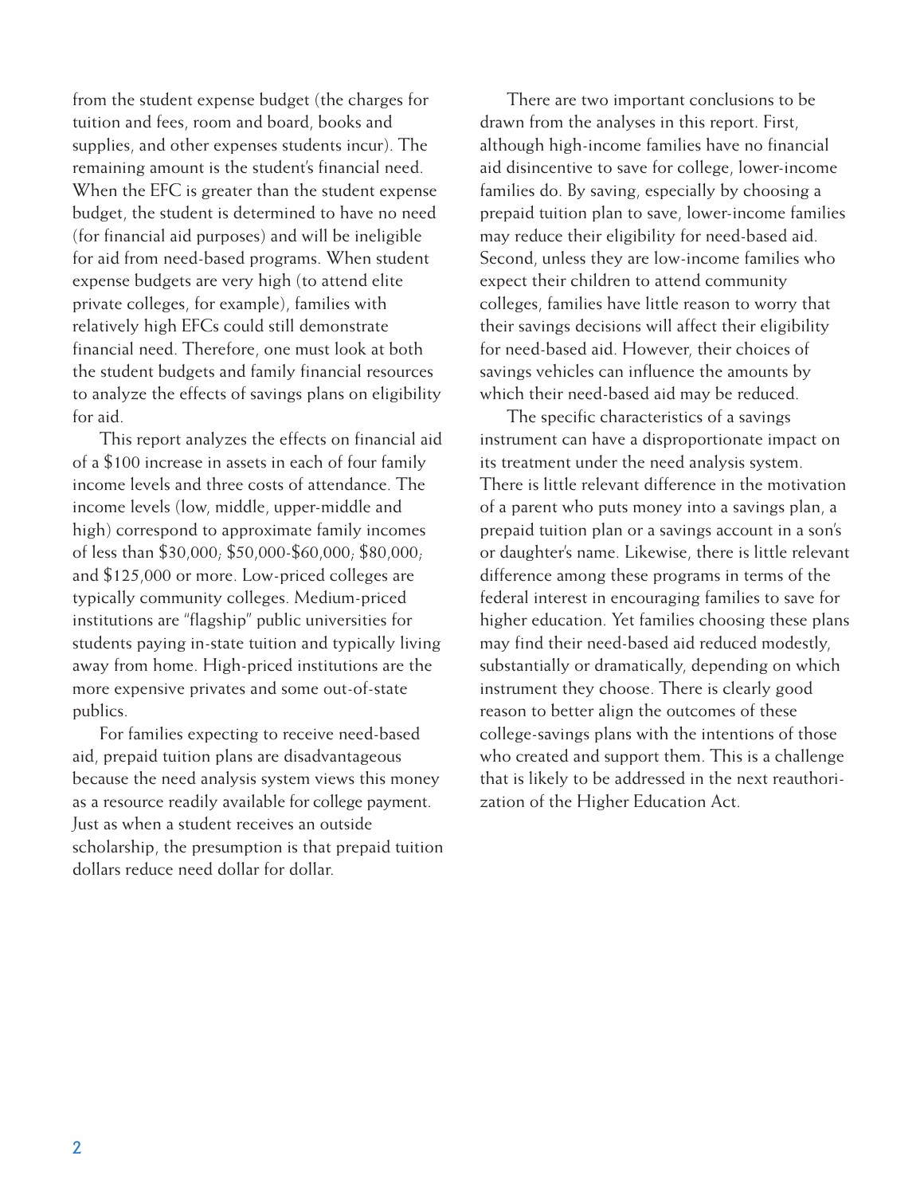from the student expense budget (the charges for tuition and fees, room and board, books and supplies, and other expenses students incur). The remaining amount is the student's financial need. When the EFC is greater than the student expense budget, the student is determined to have no need (for financial aid purposes) and will be ineligible for aid from need-based programs. When student expense budgets are very high (to attend elite private colleges, for example), families with relatively high EFCs could still demonstrate financial need. Therefore, one must look at both the student budgets and family financial resources to analyze the effects of savings plans on eligibility for aid.

This report analyzes the effects on financial aid of a $100 increase in assets in each of four family income levels and three costs of attendance. The income levels (low, middle, upper-middle and high) correspond to approximate family incomes of less than $30,000; $50,000-$60,000; $80,000; and $125,000 or more. Low-priced colleges are typically community colleges. Medium-priced institutions are "flagship" public universities for students paying in-state tuition and typically living away from home. High-priced institutions are the more expensive privates and some out-of-state publics.

For families expecting to receive need-based aid, prepaid tuition plans are disadvantageous because the need analysis system views this money as a resource readily available for college payment. Just as when a student receives an outside scholarship, the presumption is that prepaid tuition dollars reduce need dollar for dollar.

There are two important conclusions to be drawn from the analyses in this report. First, although high-income families have no financial aid disincentive to save for college, lower-income families do. By saving, especially by choosing a prepaid tuition plan to save, lower-income families may reduce their eligibility for need-based aid. Second, unless they are low-income families who expect their children to attend community colleges, families have little reason to worry that their savings decisions will affect their eligibility for need-based aid. However, their choices of savings vehicles can influence the amounts by which their need-based aid may be reduced.

The specific characteristics of a savings instrument can have a disproportionate impact on its treatment under the need analysis system. There is little relevant difference in the motivation of a parent who puts money into a savings plan, a prepaid tuition plan or a savings account in a son's or daughter's name. Likewise, there is little relevant difference among these programs in terms of the federal interest in encouraging families to save for higher education. Yet families choosing these plans may find their need-based aid reduced modestly, substantially or dramatically, depending on which instrument they choose. There is clearly good reason to better align the outcomes of these college-savings plans with the intentions of those who created and support them. This is a challenge that is likely to be addressed in the next reauthorization of the Higher Education Act.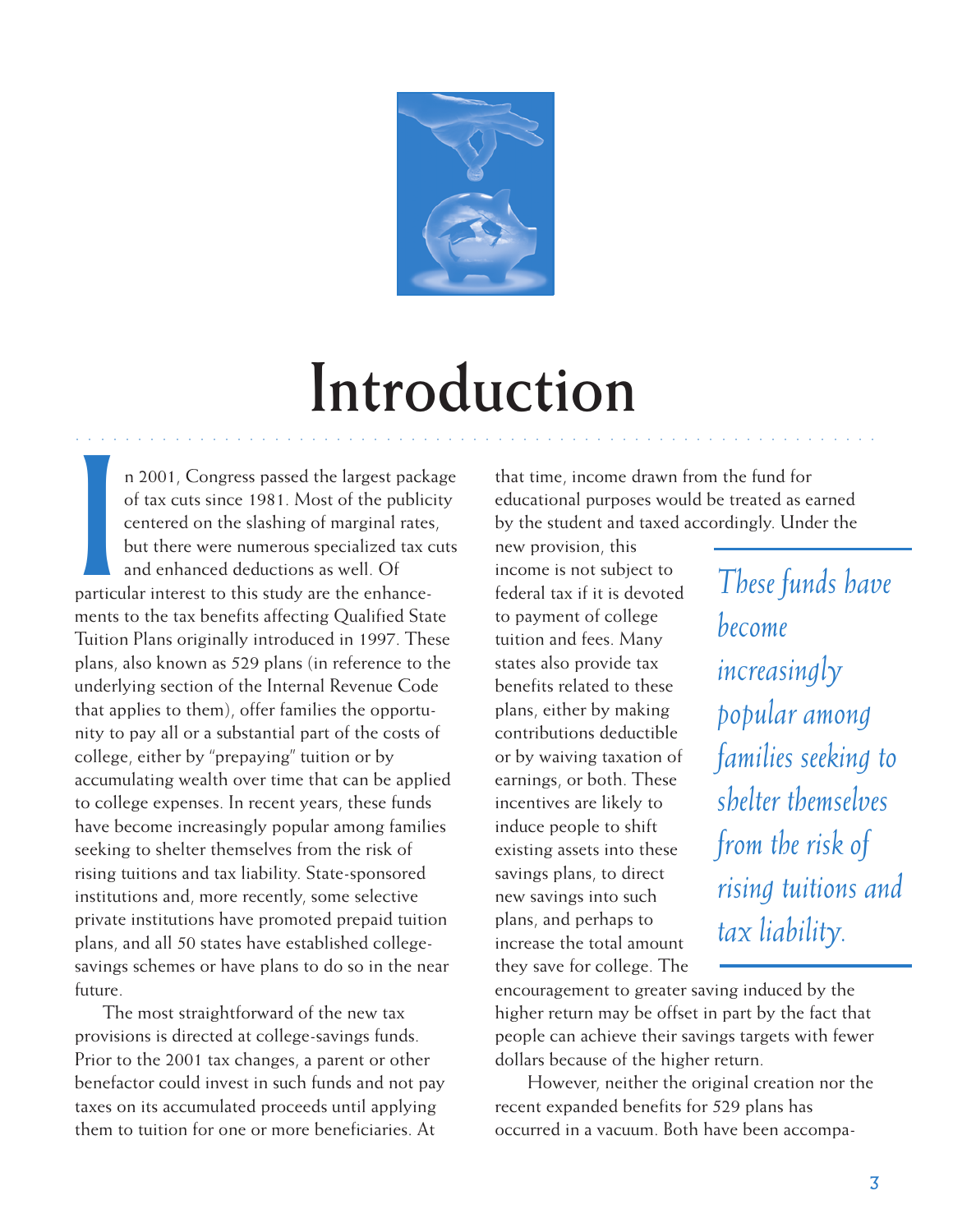# Introduction

In 2001, Congress passed the largest package of tax cuts since 1981. Most of the publicity centered on the slashing of marginal rates, but there were numerous specialized tax cuts and enhanced deductions as well. Of particular interest to this study are the enhancements to the tax benefits affecting Qualified State Tuition Plans originally introduced in 1997. These plans, also known as 529 plans (in reference to the underlying section of the Internal Revenue Code that applies to them), offer families the opportunity to pay all or a substantial part of the costs of college, either by "prepaying" tuition or by accumulating wealth over time that can be applied to college expenses. In recent years, these funds have become increasingly popular among families seeking to shelter themselves from the risk of rising tuitions and tax liability. State-sponsored institutions and, more recently, some selective private institutions have promoted prepaid tuition plans, and all 50 states have established college-savings schemes or have plans to do so in the near future.

The most straightforward of the new tax provisions is directed at college-savings funds. Prior to the 2001 tax changes, a parent or other benefactor could invest in such funds and not pay taxes on its accumulated proceeds until applying them to tuition for one or more beneficiaries. At that time, income drawn from the fund for educational purposes would be treated as earned by the student and taxed accordingly. Under the new provision, this income is not subject to federal tax if it is devoted to payment of college tuition and fees. Many states also provide tax benefits related to these plans, either by making contributions deductible or by waiving taxation of earnings, or both. These incentives are likely to induce people to shift existing assets into these savings plans, to direct new savings into such plans, and perhaps to increase the total amount they save for college. The encouragement to greater saving induced by the higher return may be offset in part by the fact that people can achieve their savings targets with fewer dollars because of the higher return.

*These funds have become increasingly popular among families seeking to shelter themselves from the risk of rising tuitions and tax liability.*

However, neither the original creation nor the recent expanded benefits for 529 plans has occurred in a vacuum. Both have been accompa-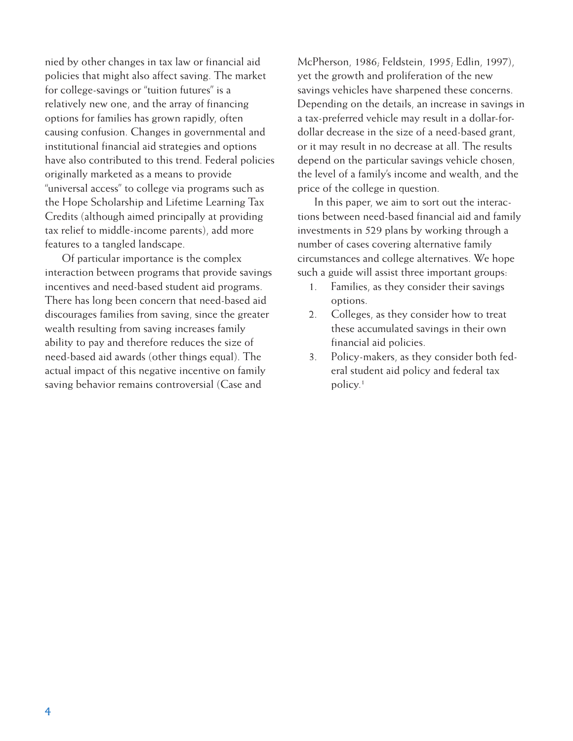nied by other changes in tax law or financial aid policies that might also affect saving. The market for college-savings or "tuition futures" is a relatively new one, and the array of financing options for families has grown rapidly, often causing confusion. Changes in governmental and institutional financial aid strategies and options have also contributed to this trend. Federal policies originally marketed as a means to provide "universal access" to college via programs such as the Hope Scholarship and Lifetime Learning Tax Credits (although aimed principally at providing tax relief to middle-income parents), add more features to a tangled landscape.

Of particular importance is the complex interaction between programs that provide savings incentives and need-based student aid programs. There has long been concern that need-based aid discourages families from saving, since the greater wealth resulting from saving increases family ability to pay and therefore reduces the size of need-based aid awards (other things equal). The actual impact of this negative incentive on family saving behavior remains controversial (Case and McPherson, 1986; Feldstein, 1995; Edlin, 1997), yet the growth and proliferation of the new savings vehicles have sharpened these concerns. Depending on the details, an increase in savings in a tax-preferred vehicle may result in a dollar-for-dollar decrease in the size of a need-based grant, or it may result in no decrease at all. The results depend on the particular savings vehicle chosen, the level of a family's income and wealth, and the price of the college in question.

In this paper, we aim to sort out the interactions between need-based financial aid and family investments in 529 plans by working through a number of cases covering alternative family circumstances and college alternatives. We hope such a guide will assist three important groups:

1. Families, as they consider their savings options.
2. Colleges, as they consider how to treat these accumulated savings in their own financial aid policies.
3. Policy-makers, as they consider both federal student aid policy and federal tax policy.[1]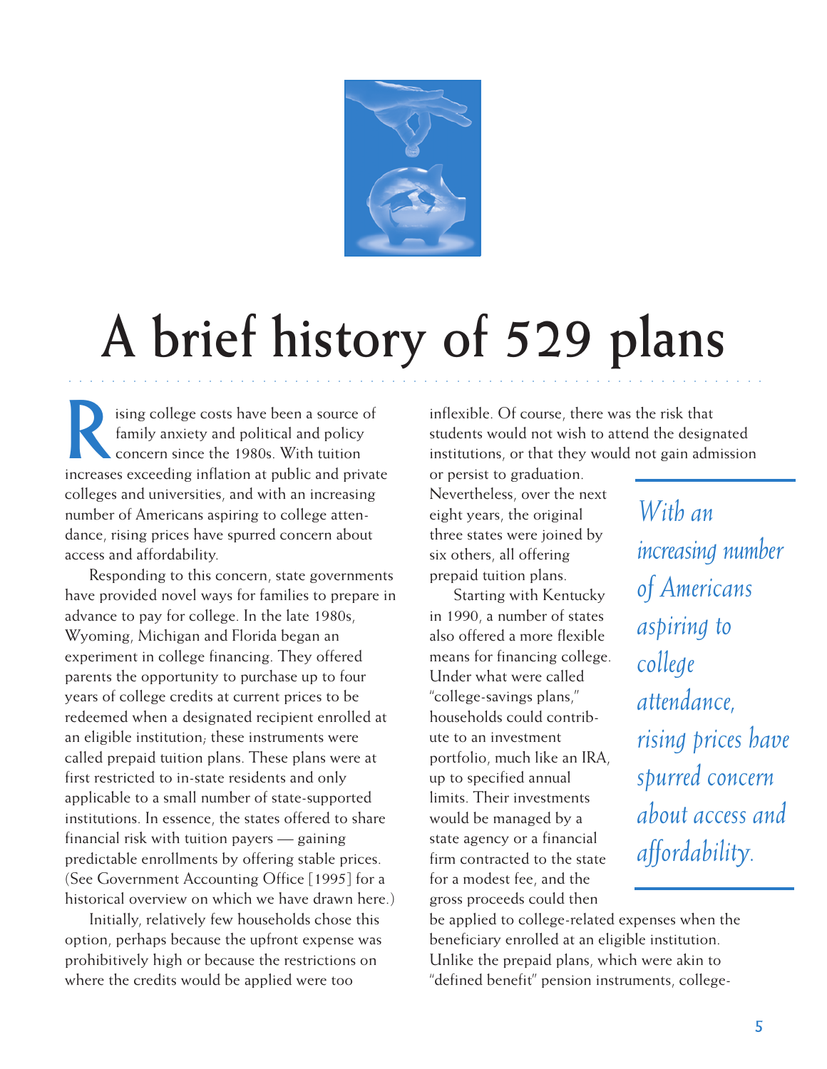# A brief history of 529 plans

Rising college costs have been a source of family anxiety and political and policy concern since the 1980s. With tuition increases exceeding inflation at public and private colleges and universities, and with an increasing number of Americans aspiring to college attendance, rising prices have spurred concern about access and affordability.

Responding to this concern, state governments have provided novel ways for families to prepare in advance to pay for college. In the late 1980s, Wyoming, Michigan and Florida began an experiment in college financing. They offered parents the opportunity to purchase up to four years of college credits at current prices to be redeemed when a designated recipient enrolled at an eligible institution; these instruments were called prepaid tuition plans. These plans were at first restricted to in-state residents and only applicable to a small number of state-supported institutions. In essence, the states offered to share financial risk with tuition payers — gaining predictable enrollments by offering stable prices. (See Government Accounting Office [1995] for a historical overview on which we have drawn here.)

Initially, relatively few households chose this option, perhaps because the upfront expense was prohibitively high or because the restrictions on where the credits would be applied were too inflexible. Of course, there was the risk that students would not wish to attend the designated institutions, or that they would not gain admission or persist to graduation. Nevertheless, over the next eight years, the original three states were joined by six others, all offering prepaid tuition plans.

*With an increasing number of Americans aspiring to college attendance, rising prices have spurred concern about access and affordability.*

Starting with Kentucky in 1990, a number of states also offered a more flexible means for financing college. Under what were called "college-savings plans," households could contribute to an investment portfolio, much like an IRA, up to specified annual limits. Their investments would be managed by a state agency or a financial firm contracted to the state for a modest fee, and the gross proceeds could then be applied to college-related expenses when the beneficiary enrolled at an eligible institution. Unlike the prepaid plans, which were akin to "defined benefit" pension instruments, college-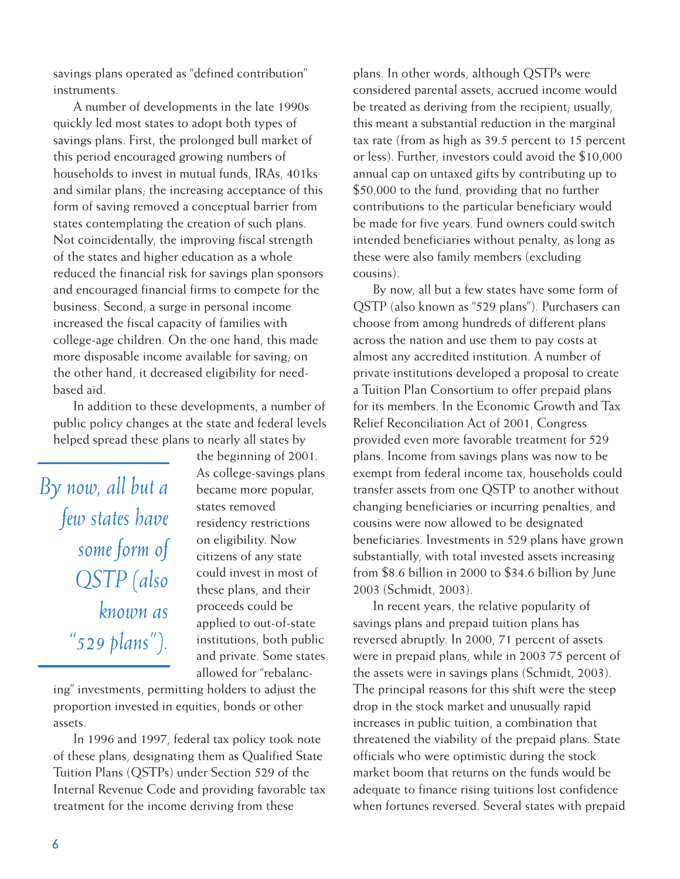savings plans operated as "defined contribution" instruments.

A number of developments in the late 1990s quickly led most states to adopt both types of savings plans. First, the prolonged bull market of this period encouraged growing numbers of households to invest in mutual funds, IRAs, 401ks and similar plans; the increasing acceptance of this form of saving removed a conceptual barrier from states contemplating the creation of such plans. Not coincidentally, the improving fiscal strength of the states and higher education as a whole reduced the financial risk for savings plan sponsors and encouraged financial firms to compete for the business. Second, a surge in personal income increased the fiscal capacity of families with college-age children. On the one hand, this made more disposable income available for saving; on the other hand, it decreased eligibility for need-based aid.

In addition to these developments, a number of public policy changes at the state and federal levels helped spread these plans to nearly all states by the beginning of 2001. As college-savings plans became more popular, states removed residency restrictions on eligibility. Now citizens of any state could invest in most of these plans, and their proceeds could be applied to out-of-state institutions, both public and private. Some states allowed for "rebalancing" investments, permitting holders to adjust the proportion invested in equities, bonds or other assets.

*By now, all but a few states have some form of QSTP (also known as "529 plans").*

In 1996 and 1997, federal tax policy took note of these plans, designating them as Qualified State Tuition Plans (QSTPs) under Section 529 of the Internal Revenue Code and providing favorable tax treatment for the income deriving from these plans. In other words, although QSTPs were considered parental assets, accrued income would be treated as deriving from the recipient; usually, this meant a substantial reduction in the marginal tax rate (from as high as 39.5 percent to 15 percent or less). Further, investors could avoid the $10,000 annual cap on untaxed gifts by contributing up to $50,000 to the fund, providing that no further contributions to the particular beneficiary would be made for five years. Fund owners could switch intended beneficiaries without penalty, as long as these were also family members (excluding cousins).

By now, all but a few states have some form of QSTP (also known as "529 plans"). Purchasers can choose from among hundreds of different plans across the nation and use them to pay costs at almost any accredited institution. A number of private institutions developed a proposal to create a Tuition Plan Consortium to offer prepaid plans for its members. In the Economic Growth and Tax Relief Reconciliation Act of 2001, Congress provided even more favorable treatment for 529 plans. Income from savings plans was now to be exempt from federal income tax, households could transfer assets from one QSTP to another without changing beneficiaries or incurring penalties, and cousins were now allowed to be designated beneficiaries. Investments in 529 plans have grown substantially, with total invested assets increasing from $8.6 billion in 2000 to $34.6 billion by June 2003 (Schmidt, 2003).

In recent years, the relative popularity of savings plans and prepaid tuition plans has reversed abruptly. In 2000, 71 percent of assets were in prepaid plans, while in 2003 75 percent of the assets were in savings plans (Schmidt, 2003). The principal reasons for this shift were the steep drop in the stock market and unusually rapid increases in public tuition, a combination that threatened the viability of the prepaid plans. State officials who were optimistic during the stock market boom that returns on the funds would be adequate to finance rising tuitions lost confidence when fortunes reversed. Several states with prepaid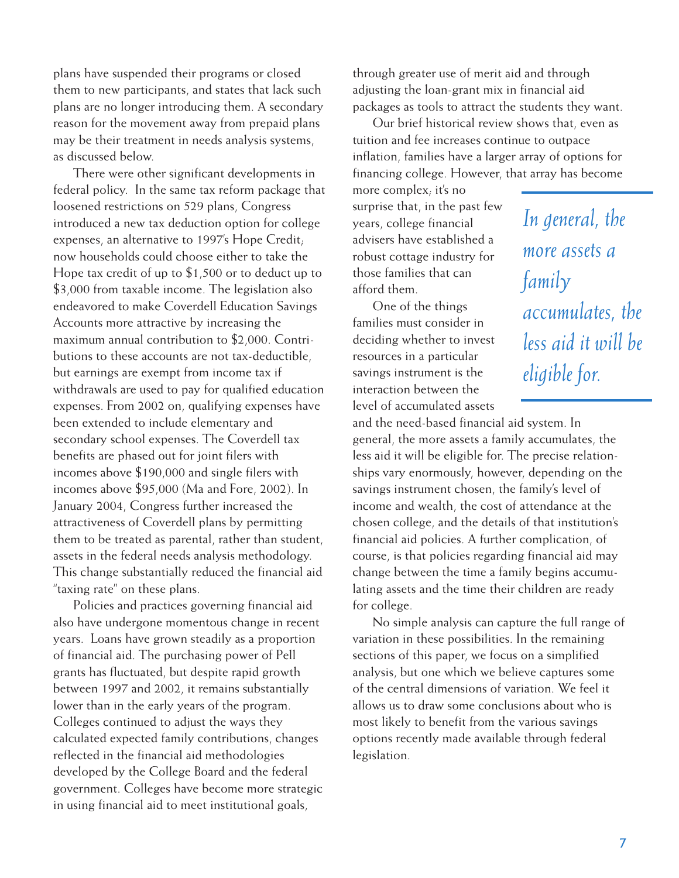plans have suspended their programs or closed them to new participants, and states that lack such plans are no longer introducing them. A secondary reason for the movement away from prepaid plans may be their treatment in needs analysis systems, as discussed below.

There were other significant developments in federal policy. In the same tax reform package that loosened restrictions on 529 plans, Congress introduced a new tax deduction option for college expenses, an alternative to 1997's Hope Credit; now households could choose either to take the Hope tax credit of up to $1,500 or to deduct up to $3,000 from taxable income. The legislation also endeavored to make Coverdell Education Savings Accounts more attractive by increasing the maximum annual contribution to $2,000. Contributions to these accounts are not tax-deductible, but earnings are exempt from income tax if withdrawals are used to pay for qualified education expenses. From 2002 on, qualifying expenses have been extended to include elementary and secondary school expenses. The Coverdell tax benefits are phased out for joint filers with incomes above $190,000 and single filers with incomes above $95,000 (Ma and Fore, 2002). In January 2004, Congress further increased the attractiveness of Coverdell plans by permitting them to be treated as parental, rather than student, assets in the federal needs analysis methodology. This change substantially reduced the financial aid "taxing rate" on these plans.

Policies and practices governing financial aid also have undergone momentous change in recent years. Loans have grown steadily as a proportion of financial aid. The purchasing power of Pell grants has fluctuated, but despite rapid growth between 1997 and 2002, it remains substantially lower than in the early years of the program. Colleges continued to adjust the ways they calculated expected family contributions, changes reflected in the financial aid methodologies developed by the College Board and the federal government. Colleges have become more strategic in using financial aid to meet institutional goals, through greater use of merit aid and through adjusting the loan-grant mix in financial aid packages as tools to attract the students they want.

Our brief historical review shows that, even as tuition and fee increases continue to outpace inflation, families have a larger array of options for financing college. However, that array has become more complex; it's no surprise that, in the past few years, college financial advisers have established a robust cottage industry for those families that can afford them.

*In general, the more assets a family accumulates, the less aid it will be eligible for.*

One of the things families must consider in deciding whether to invest resources in a particular savings instrument is the interaction between the level of accumulated assets and the need-based financial aid system. In general, the more assets a family accumulates, the less aid it will be eligible for. The precise relationships vary enormously, however, depending on the savings instrument chosen, the family's level of income and wealth, the cost of attendance at the chosen college, and the details of that institution's financial aid policies. A further complication, of course, is that policies regarding financial aid may change between the time a family begins accumulating assets and the time their children are ready for college.

No simple analysis can capture the full range of variation in these possibilities. In the remaining sections of this paper, we focus on a simplified analysis, but one which we believe captures some of the central dimensions of variation. We feel it allows us to draw some conclusions about who is most likely to benefit from the various savings options recently made available through federal legislation.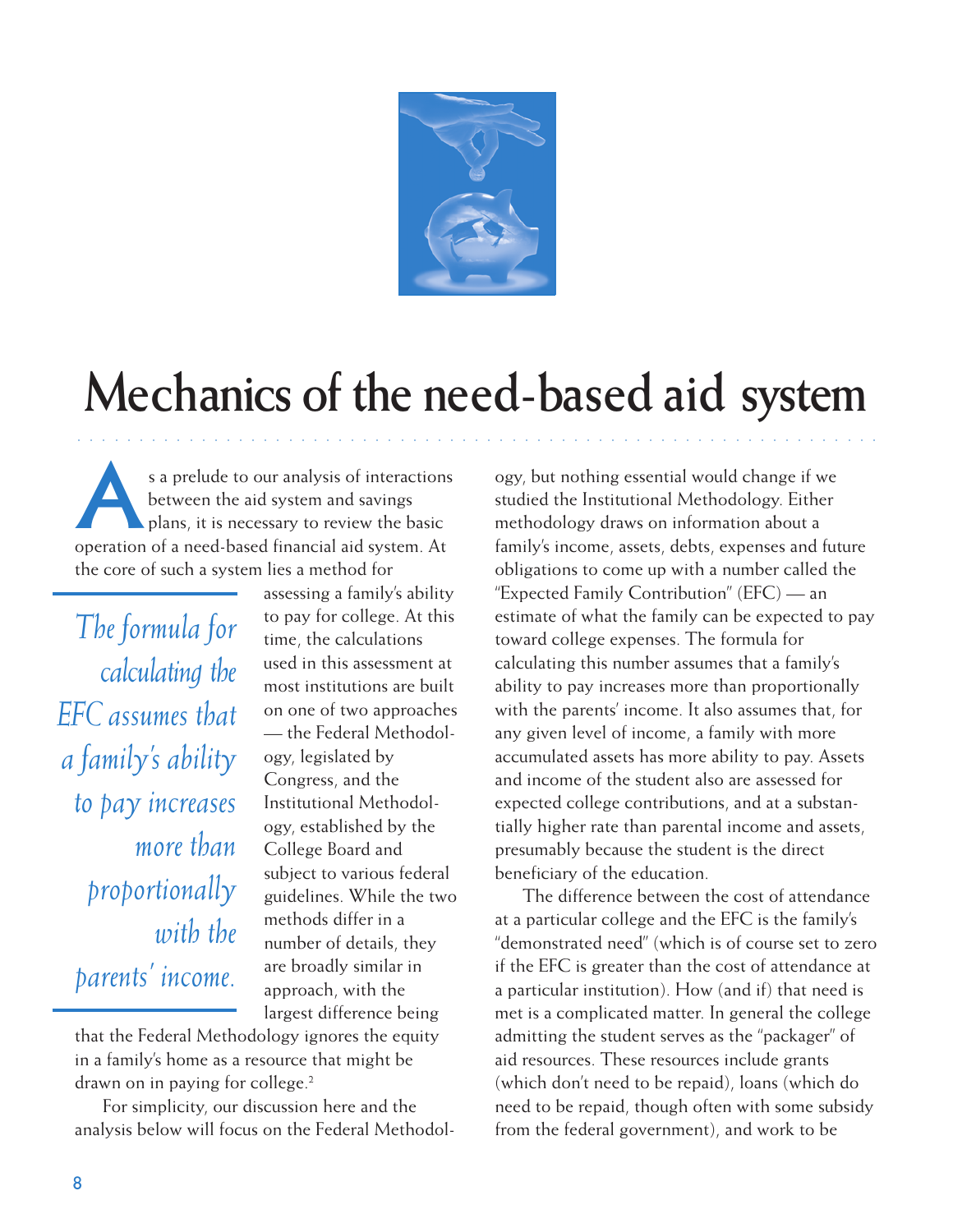# Mechanics of the need-based aid system

As a prelude to our analysis of interactions between the aid system and savings plans, it is necessary to review the basic operation of a need-based financial aid system. At the core of such a system lies a method for assessing a family's ability to pay for college. At this time, the calculations used in this assessment at most institutions are built on one of two approaches — the Federal Methodology, legislated by Congress, and the Institutional Methodology, established by the College Board and subject to various federal guidelines. While the two methods differ in a number of details, they are broadly similar in approach, with the largest difference being that the Federal Methodology ignores the equity in a family's home as a resource that might be drawn on in paying for college.[2]

> *The formula for calculating the EFC assumes that a family's ability to pay increases more than proportionally with the parents' income.*

For simplicity, our discussion here and the analysis below will focus on the Federal Methodology, but nothing essential would change if we studied the Institutional Methodology. Either methodology draws on information about a family's income, assets, debts, expenses and future obligations to come up with a number called the "Expected Family Contribution" (EFC) — an estimate of what the family can be expected to pay toward college expenses. The formula for calculating this number assumes that a family's ability to pay increases more than proportionally with the parents' income. It also assumes that, for any given level of income, a family with more accumulated assets has more ability to pay. Assets and income of the student also are assessed for expected college contributions, and at a substantially higher rate than parental income and assets, presumably because the student is the direct beneficiary of the education.

The difference between the cost of attendance at a particular college and the EFC is the family's "demonstrated need" (which is of course set to zero if the EFC is greater than the cost of attendance at a particular institution). How (and if) that need is met is a complicated matter. In general the college admitting the student serves as the "packager" of aid resources. These resources include grants (which don't need to be repaid), loans (which do need to be repaid, though often with some subsidy from the federal government), and work to be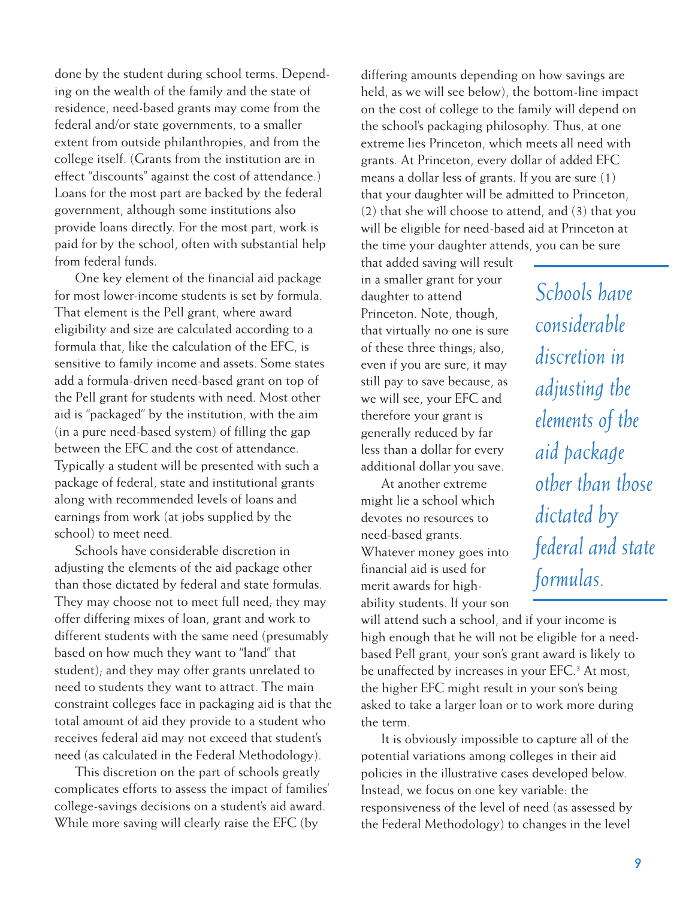done by the student during school terms. Depending on the wealth of the family and the state of residence, need-based grants may come from the federal and/or state governments, to a smaller extent from outside philanthropies, and from the college itself. (Grants from the institution are in effect "discounts" against the cost of attendance.) Loans for the most part are backed by the federal government, although some institutions also provide loans directly. For the most part, work is paid for by the school, often with substantial help from federal funds.

One key element of the financial aid package for most lower-income students is set by formula. That element is the Pell grant, where award eligibility and size are calculated according to a formula that, like the calculation of the EFC, is sensitive to family income and assets. Some states add a formula-driven need-based grant on top of the Pell grant for students with need. Most other aid is "packaged" by the institution, with the aim (in a pure need-based system) of filling the gap between the EFC and the cost of attendance. Typically a student will be presented with such a package of federal, state and institutional grants along with recommended levels of loans and earnings from work (at jobs supplied by the school) to meet need.

Schools have considerable discretion in adjusting the elements of the aid package other than those dictated by federal and state formulas. They may choose not to meet full need; they may offer differing mixes of loan, grant and work to different students with the same need (presumably based on how much they want to "land" that student); and they may offer grants unrelated to need to students they want to attract. The main constraint colleges face in packaging aid is that the total amount of aid they provide to a student who receives federal aid may not exceed that student's need (as calculated in the Federal Methodology).

This discretion on the part of schools greatly complicates efforts to assess the impact of families' college-savings decisions on a student's aid award. While more saving will clearly raise the EFC (by differing amounts depending on how savings are held, as we will see below), the bottom-line impact on the cost of college to the family will depend on the school's packaging philosophy. Thus, at one extreme lies Princeton, which meets all need with grants. At Princeton, every dollar of added EFC means a dollar less of grants. If you are sure (1) that your daughter will be admitted to Princeton, (2) that she will choose to attend, and (3) that you will be eligible for need-based aid at Princeton at the time your daughter attends, you can be sure that added saving will result in a smaller grant for your daughter to attend Princeton. Note, though, that virtually no one is sure of these three things; also, even if you are sure, it may still pay to save because, as we will see, your EFC and therefore your grant is generally reduced by far less than a dollar for every additional dollar you save.

> *Schools have considerable discretion in adjusting the elements of the aid package other than those dictated by federal and state formulas.*

At another extreme might lie a school which devotes no resources to need-based grants. Whatever money goes into financial aid is used for merit awards for high-ability students. If your son will attend such a school, and if your income is high enough that he will not be eligible for a need-based Pell grant, your son's grant award is likely to be unaffected by increases in your EFC.[3] At most, the higher EFC might result in your son's being asked to take a larger loan or to work more during the term.

It is obviously impossible to capture all of the potential variations among colleges in their aid policies in the illustrative cases developed below. Instead, we focus on one key variable: the responsiveness of the level of need (as assessed by the Federal Methodology) to changes in the level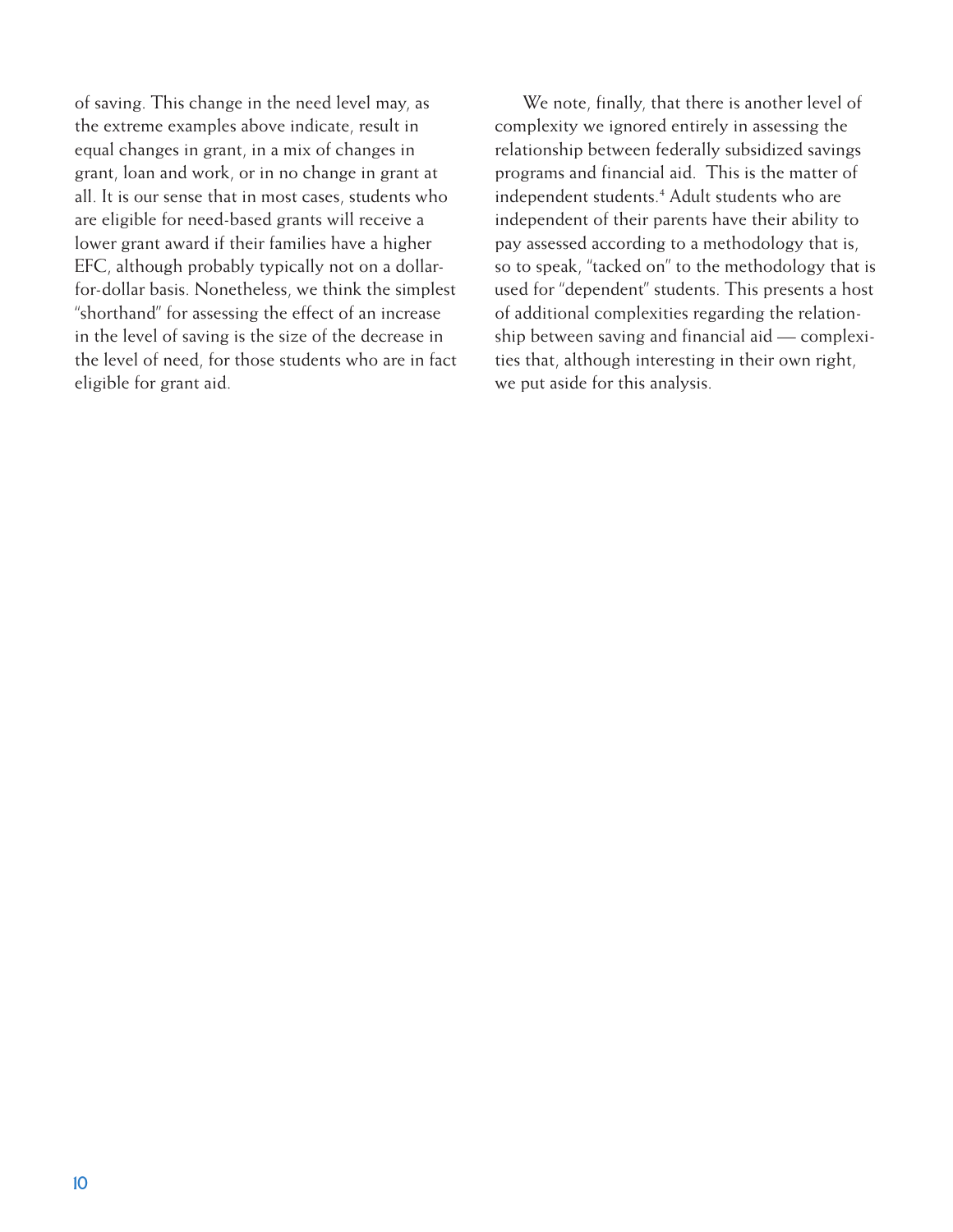of saving. This change in the need level may, as the extreme examples above indicate, result in equal changes in grant, in a mix of changes in grant, loan and work, or in no change in grant at all. It is our sense that in most cases, students who are eligible for need-based grants will receive a lower grant award if their families have a higher EFC, although probably typically not on a dollar-for-dollar basis. Nonetheless, we think the simplest "shorthand" for assessing the effect of an increase in the level of saving is the size of the decrease in the level of need, for those students who are in fact eligible for grant aid.

We note, finally, that there is another level of complexity we ignored entirely in assessing the relationship between federally subsidized savings programs and financial aid. This is the matter of independent students.[4] Adult students who are independent of their parents have their ability to pay assessed according to a methodology that is, so to speak, "tacked on" to the methodology that is used for "dependent" students. This presents a host of additional complexities regarding the relationship between saving and financial aid — complexities that, although interesting in their own right, we put aside for this analysis.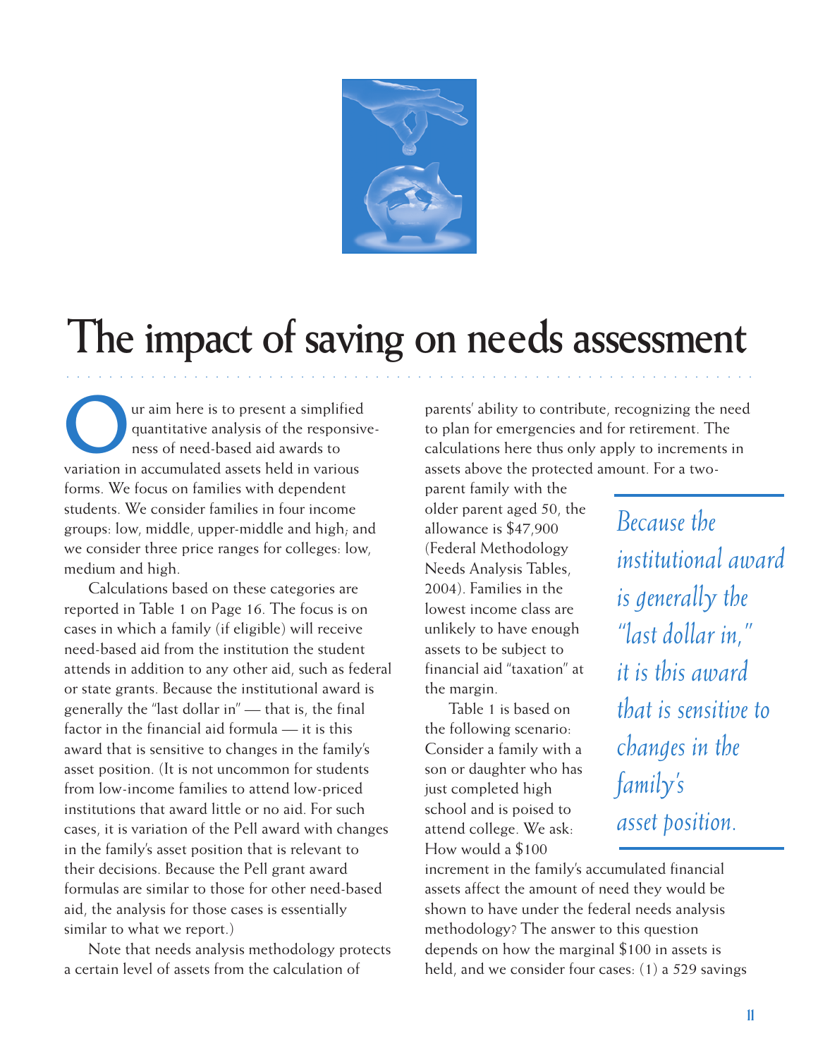# The impact of saving on needs assessment

Our aim here is to present a simplified quantitative analysis of the responsiveness of need-based aid awards to variation in accumulated assets held in various forms. We focus on families with dependent students. We consider families in four income groups: low, middle, upper-middle and high; and we consider three price ranges for colleges: low, medium and high.

Calculations based on these categories are reported in Table 1 on Page 16. The focus is on cases in which a family (if eligible) will receive need-based aid from the institution the student attends in addition to any other aid, such as federal or state grants. Because the institutional award is generally the "last dollar in" — that is, the final factor in the financial aid formula — it is this award that is sensitive to changes in the family's asset position. (It is not uncommon for students from low-income families to attend low-priced institutions that award little or no aid. For such cases, it is variation of the Pell award with changes in the family's asset position that is relevant to their decisions. Because the Pell grant award formulas are similar to those for other need-based aid, the analysis for those cases is essentially similar to what we report.)

Note that needs analysis methodology protects a certain level of assets from the calculation of parents' ability to contribute, recognizing the need to plan for emergencies and for retirement. The calculations here thus only apply to increments in assets above the protected amount. For a two-parent family with the older parent aged 50, the allowance is $47,900 (Federal Methodology Needs Analysis Tables, 2004). Families in the lowest income class are unlikely to have enough assets to be subject to financial aid "taxation" at the margin.

*Because the institutional award is generally the "last dollar in," it is this award that is sensitive to changes in the family's asset position.*

Table 1 is based on the following scenario: Consider a family with a son or daughter who has just completed high school and is poised to attend college. We ask: How would a $100 increment in the family's accumulated financial assets affect the amount of need they would be shown to have under the federal needs analysis methodology? The answer to this question depends on how the marginal $100 in assets is held, and we consider four cases: (1) a 529 savings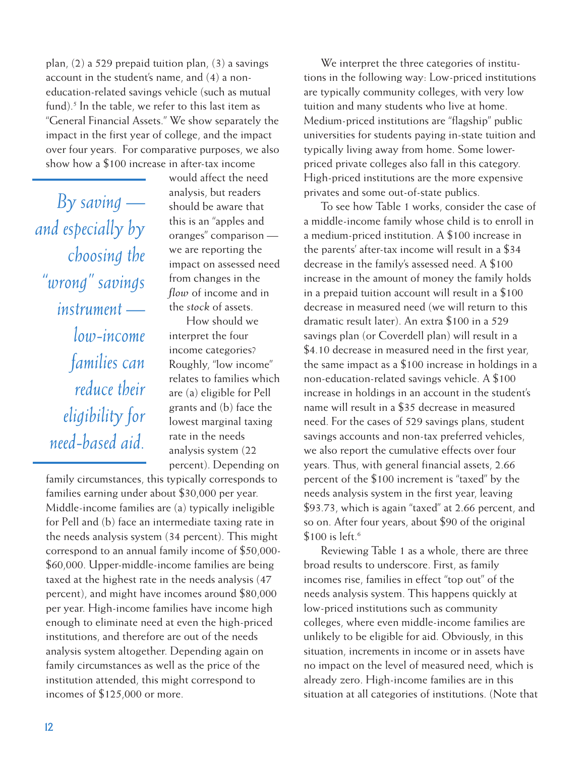plan, (2) a 529 prepaid tuition plan, (3) a savings account in the student's name, and (4) a non-education-related savings vehicle (such as mutual fund).[5] In the table, we refer to this last item as "General Financial Assets." We show separately the impact in the first year of college, and the impact over four years. For comparative purposes, we also show how a $100 increase in after-tax income would affect the need analysis, but readers should be aware that this is an "apples and oranges" comparison — we are reporting the impact on assessed need from changes in the *flow* of income and in the *stock* of assets.

> *By saving — and especially by choosing the "wrong" savings instrument — low-income families can reduce their eligibility for need-based aid.*

How should we interpret the four income categories? Roughly, "low income" relates to families which are (a) eligible for Pell grants and (b) face the lowest marginal taxing rate in the needs analysis system (22 percent). Depending on family circumstances, this typically corresponds to families earning under about $30,000 per year. Middle-income families are (a) typically ineligible for Pell and (b) face an intermediate taxing rate in the needs analysis system (34 percent). This might correspond to an annual family income of $50,000-$60,000. Upper-middle-income families are being taxed at the highest rate in the needs analysis (47 percent), and might have incomes around $80,000 per year. High-income families have income high enough to eliminate need at even the high-priced institutions, and therefore are out of the needs analysis system altogether. Depending again on family circumstances as well as the price of the institution attended, this might correspond to incomes of $125,000 or more.

We interpret the three categories of institutions in the following way: Low-priced institutions are typically community colleges, with very low tuition and many students who live at home. Medium-priced institutions are "flagship" public universities for students paying in-state tuition and typically living away from home. Some lower-priced private colleges also fall in this category. High-priced institutions are the more expensive privates and some out-of-state publics.

To see how Table 1 works, consider the case of a middle-income family whose child is to enroll in a medium-priced institution. A $100 increase in the parents' after-tax income will result in a $34 decrease in the family's assessed need. A $100 increase in the amount of money the family holds in a prepaid tuition account will result in a $100 decrease in measured need (we will return to this dramatic result later). An extra $100 in a 529 savings plan (or Coverdell plan) will result in a $4.10 decrease in measured need in the first year, the same impact as a $100 increase in holdings in a non-education-related savings vehicle. A $100 increase in holdings in an account in the student's name will result in a $35 decrease in measured need. For the cases of 529 savings plans, student savings accounts and non-tax preferred vehicles, we also report the cumulative effects over four years. Thus, with general financial assets, 2.66 percent of the $100 increment is "taxed" by the needs analysis system in the first year, leaving $93.73, which is again "taxed" at 2.66 percent, and so on. After four years, about $90 of the original $100 is left.[6]

Reviewing Table 1 as a whole, there are three broad results to underscore. First, as family incomes rise, families in effect "top out" of the needs analysis system. This happens quickly at low-priced institutions such as community colleges, where even middle-income families are unlikely to be eligible for aid. Obviously, in this situation, increments in income or in assets have no impact on the level of measured need, which is already zero. High-income families are in this situation at all categories of institutions. (Note that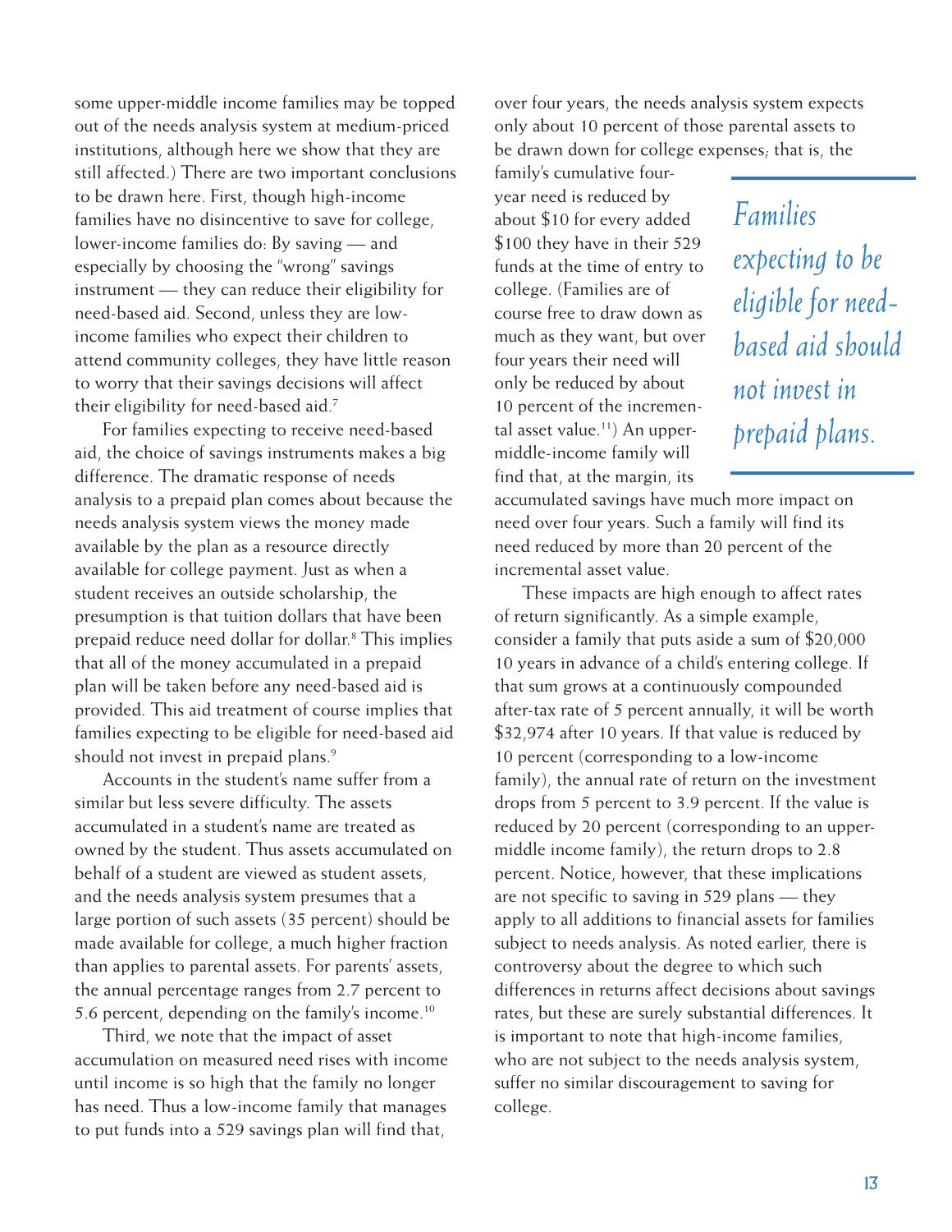some upper-middle income families may be topped out of the needs analysis system at medium-priced institutions, although here we show that they are still affected.) There are two important conclusions to be drawn here. First, though high-income families have no disincentive to save for college, lower-income families do: By saving — and especially by choosing the "wrong" savings instrument — they can reduce their eligibility for need-based aid. Second, unless they are low-income families who expect their children to attend community colleges, they have little reason to worry that their savings decisions will affect their eligibility for need-based aid.[7]

For families expecting to receive need-based aid, the choice of savings instruments makes a big difference. The dramatic response of needs analysis to a prepaid plan comes about because the needs analysis system views the money made available by the plan as a resource directly available for college payment. Just as when a student receives an outside scholarship, the presumption is that tuition dollars that have been prepaid reduce need dollar for dollar.[8] This implies that all of the money accumulated in a prepaid plan will be taken before any need-based aid is provided. This aid treatment of course implies that families expecting to be eligible for need-based aid should not invest in prepaid plans.[9]

Accounts in the student's name suffer from a similar but less severe difficulty. The assets accumulated in a student's name are treated as owned by the student. Thus assets accumulated on behalf of a student are viewed as student assets, and the needs analysis system presumes that a large portion of such assets (35 percent) should be made available for college, a much higher fraction than applies to parental assets. For parents' assets, the annual percentage ranges from 2.7 percent to 5.6 percent, depending on the family's income.[10]

Third, we note that the impact of asset accumulation on measured need rises with income until income is so high that the family no longer has need. Thus a low-income family that manages to put funds into a 529 savings plan will find that, over four years, the needs analysis system expects only about 10 percent of those parental assets to be drawn down for college expenses; that is, the family's cumulative four-year need is reduced by about $10 for every added $100 they have in their 529 funds at the time of entry to college. (Families are of course free to draw down as much as they want, but over four years their need will only be reduced by about 10 percent of the incremental asset value.[11]) An upper-middle-income family will find that, at the margin, its accumulated savings have much more impact on need over four years. Such a family will find its need reduced by more than 20 percent of the incremental asset value.

*Families expecting to be eligible for need-based aid should not invest in prepaid plans.*

These impacts are high enough to affect rates of return significantly. As a simple example, consider a family that puts aside a sum of $20,000 10 years in advance of a child's entering college. If that sum grows at a continuously compounded after-tax rate of 5 percent annually, it will be worth $32,974 after 10 years. If that value is reduced by 10 percent (corresponding to a low-income family), the annual rate of return on the investment drops from 5 percent to 3.9 percent. If the value is reduced by 20 percent (corresponding to an upper-middle income family), the return drops to 2.8 percent. Notice, however, that these implications are not specific to saving in 529 plans — they apply to all additions to financial assets for families subject to needs analysis. As noted earlier, there is controversy about the degree to which such differences in returns affect decisions about savings rates, but these are surely substantial differences. It is important to note that high-income families, who are not subject to the needs analysis system, suffer no similar discouragement to saving for college.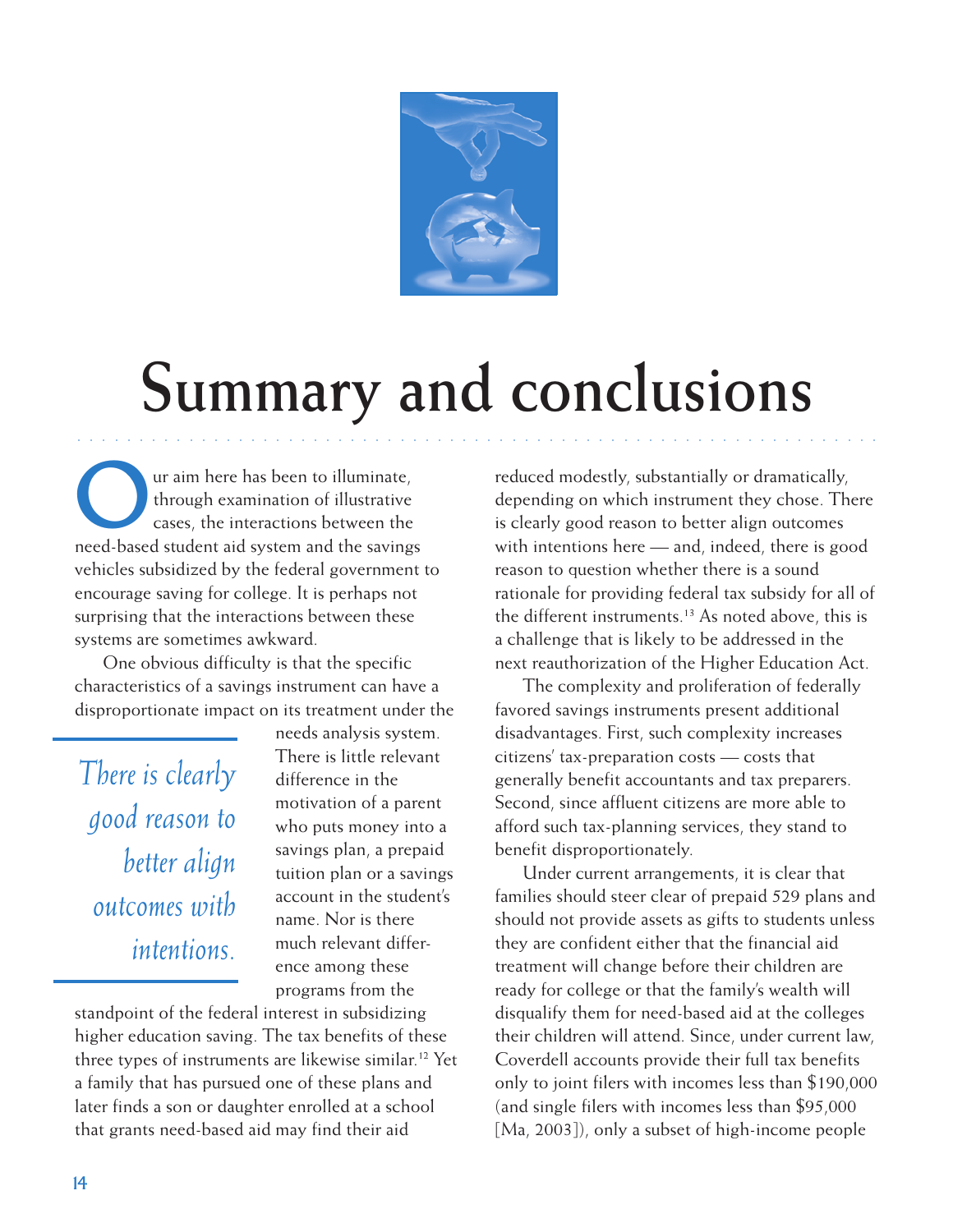# Summary and conclusions

Our aim here has been to illuminate, through examination of illustrative cases, the interactions between the need-based student aid system and the savings vehicles subsidized by the federal government to encourage saving for college. It is perhaps not surprising that the interactions between these systems are sometimes awkward.

One obvious difficulty is that the specific characteristics of a savings instrument can have a disproportionate impact on its treatment under the needs analysis system. There is little relevant difference in the motivation of a parent who puts money into a savings plan, a prepaid tuition plan or a savings account in the student's name. Nor is there much relevant difference among these programs from the standpoint of the federal interest in subsidizing higher education saving. The tax benefits of these three types of instruments are likewise similar.[12] Yet a family that has pursued one of these plans and later finds a son or daughter enrolled at a school that grants need-based aid may find their aid reduced modestly, substantially or dramatically, depending on which instrument they chose. There is clearly good reason to better align outcomes with intentions here — and, indeed, there is good reason to question whether there is a sound rationale for providing federal tax subsidy for all of the different instruments.[13] As noted above, this is a challenge that is likely to be addressed in the next reauthorization of the Higher Education Act.

*There is clearly good reason to better align outcomes with intentions.*

The complexity and proliferation of federally favored savings instruments present additional disadvantages. First, such complexity increases citizens' tax-preparation costs — costs that generally benefit accountants and tax preparers. Second, since affluent citizens are more able to afford such tax-planning services, they stand to benefit disproportionately.

Under current arrangements, it is clear that families should steer clear of prepaid 529 plans and should not provide assets as gifts to students unless they are confident either that the financial aid treatment will change before their children are ready for college or that the family's wealth will disqualify them for need-based aid at the colleges their children will attend. Since, under current law, Coverdell accounts provide their full tax benefits only to joint filers with incomes less than $190,000 (and single filers with incomes less than $95,000 [Ma, 2003]), only a subset of high-income people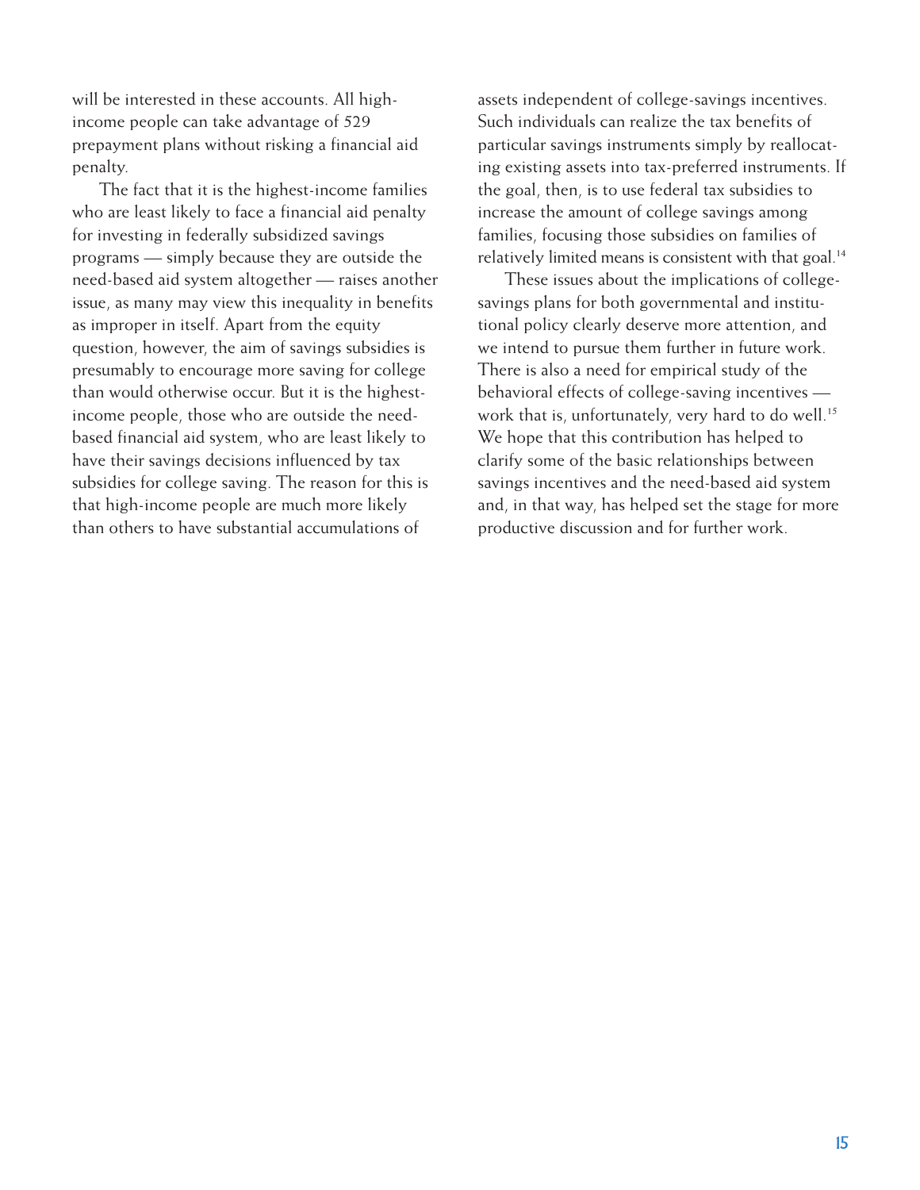will be interested in these accounts. All high-income people can take advantage of 529 prepayment plans without risking a financial aid penalty.

The fact that it is the highest-income families who are least likely to face a financial aid penalty for investing in federally subsidized savings programs — simply because they are outside the need-based aid system altogether — raises another issue, as many may view this inequality in benefits as improper in itself. Apart from the equity question, however, the aim of savings subsidies is presumably to encourage more saving for college than would otherwise occur. But it is the highest-income people, those who are outside the need-based financial aid system, who are least likely to have their savings decisions influenced by tax subsidies for college saving. The reason for this is that high-income people are much more likely than others to have substantial accumulations of assets independent of college-savings incentives. Such individuals can realize the tax benefits of particular savings instruments simply by reallocating existing assets into tax-preferred instruments. If the goal, then, is to use federal tax subsidies to increase the amount of college savings among families, focusing those subsidies on families of relatively limited means is consistent with that goal.[14]

These issues about the implications of college-savings plans for both governmental and institutional policy clearly deserve more attention, and we intend to pursue them further in future work. There is also a need for empirical study of the behavioral effects of college-saving incentives — work that is, unfortunately, very hard to do well.[15] We hope that this contribution has helped to clarify some of the basic relationships between savings incentives and the need-based aid system and, in that way, has helped set the stage for more productive discussion and for further work.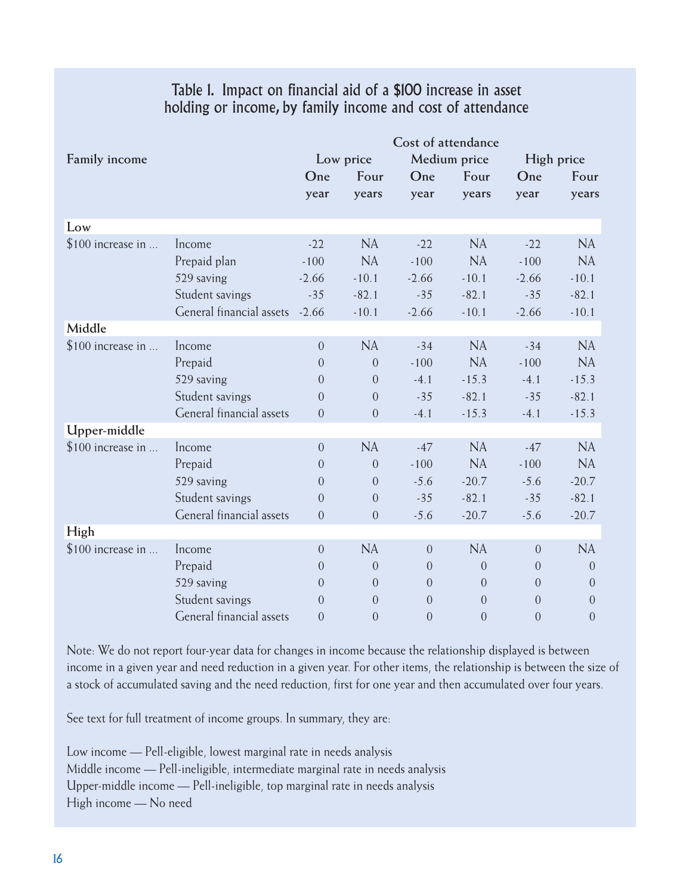### Table 1. Impact on financial aid of a $100 increase in asset holding or income, by family income and cost of attendance

| Family income | | Cost of attendance | | | | | |
|---|---|---|---|---|---|---|---|
| | | Low price | | Medium price | | High price | |
| | | One year | Four years | One year | Four years | One year | Four years |
| **Low** | | | | | | | |
| $100 increase in ... | Income | -22 | NA | -22 | NA | -22 | NA |
| | Prepaid plan | -100 | NA | -100 | NA | -100 | NA |
| | 529 saving | -2.66 | -10.1 | -2.66 | -10.1 | -2.66 | -10.1 |
| | Student savings | -35 | -82.1 | -35 | -82.1 | -35 | -82.1 |
| | General financial assets | -2.66 | -10.1 | -2.66 | -10.1 | -2.66 | -10.1 |
| **Middle** | | | | | | | |
| $100 increase in ... | Income | 0 | NA | -34 | NA | -34 | NA |
| | Prepaid | 0 | 0 | -100 | NA | -100 | NA |
| | 529 saving | 0 | 0 | -4.1 | -15.3 | -4.1 | -15.3 |
| | Student savings | 0 | 0 | -35 | -82.1 | -35 | -82.1 |
| | General financial assets | 0 | 0 | -4.1 | -15.3 | -4.1 | -15.3 |
| **Upper-middle** | | | | | | | |
| $100 increase in ... | Income | 0 | NA | -47 | NA | -47 | NA |
| | Prepaid | 0 | 0 | -100 | NA | -100 | NA |
| | 529 saving | 0 | 0 | -5.6 | -20.7 | -5.6 | -20.7 |
| | Student savings | 0 | 0 | -35 | -82.1 | -35 | -82.1 |
| | General financial assets | 0 | 0 | -5.6 | -20.7 | -5.6 | -20.7 |
| **High** | | | | | | | |
| $100 increase in ... | Income | 0 | NA | 0 | NA | 0 | NA |
| | Prepaid | 0 | 0 | 0 | 0 | 0 | 0 |
| | 529 saving | 0 | 0 | 0 | 0 | 0 | 0 |
| | Student savings | 0 | 0 | 0 | 0 | 0 | 0 |
| | General financial assets | 0 | 0 | 0 | 0 | 0 | 0 |

Note: We do not report four-year data for changes in income because the relationship displayed is between income in a given year and need reduction in a given year. For other items, the relationship is between the size of a stock of accumulated saving and the need reduction, first for one year and then accumulated over four years.

See text for full treatment of income groups. In summary, they are:

Low income — Pell-eligible, lowest marginal rate in needs analysis
Middle income — Pell-ineligible, intermediate marginal rate in needs analysis
Upper-middle income — Pell-ineligible, top marginal rate in needs analysis
High income — No need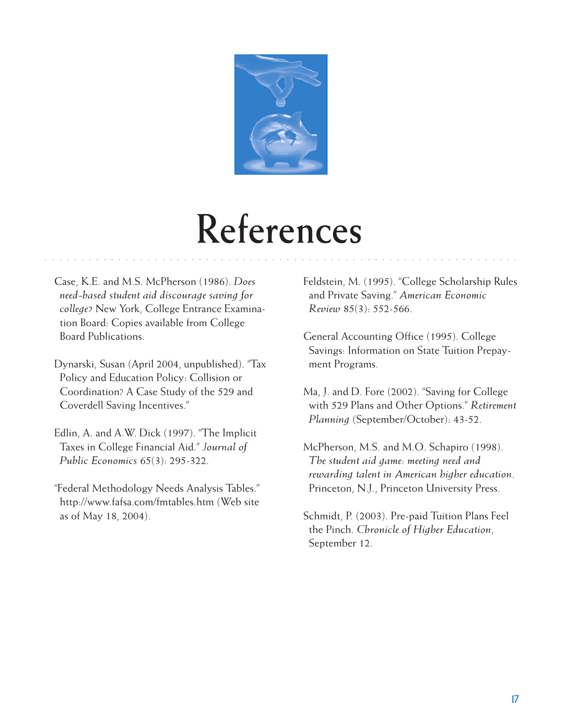# References

Case, K.E. and M.S. McPherson (1986). *Does need-based student aid discourage saving for college?* New York, College Entrance Examination Board: Copies available from College Board Publications.

Dynarski, Susan (April 2004, unpublished). "Tax Policy and Education Policy: Collision or Coordination? A Case Study of the 529 and Coverdell Saving Incentives."

Edlin, A. and A.W. Dick (1997). "The Implicit Taxes in College Financial Aid." *Journal of Public Economics* 65(3): 295-322.

"Federal Methodology Needs Analysis Tables." http://www.fafsa.com/fmtables.htm (Web site as of May 18, 2004).

Feldstein, M. (1995). "College Scholarship Rules and Private Saving." *American Economic Review* 85(3): 552-566.

General Accounting Office (1995). College Savings: Information on State Tuition Prepayment Programs.

Ma, J. and D. Fore (2002). "Saving for College with 529 Plans and Other Options." *Retirement Planning* (September/October): 43-52.

McPherson, M.S. and M.O. Schapiro (1998). *The student aid game: meeting need and rewarding talent in American higher education*. Princeton, N.J., Princeton University Press.

Schmidt, P. (2003). Pre-paid Tuition Plans Feel the Pinch. *Chronicle of Higher Education*, September 12.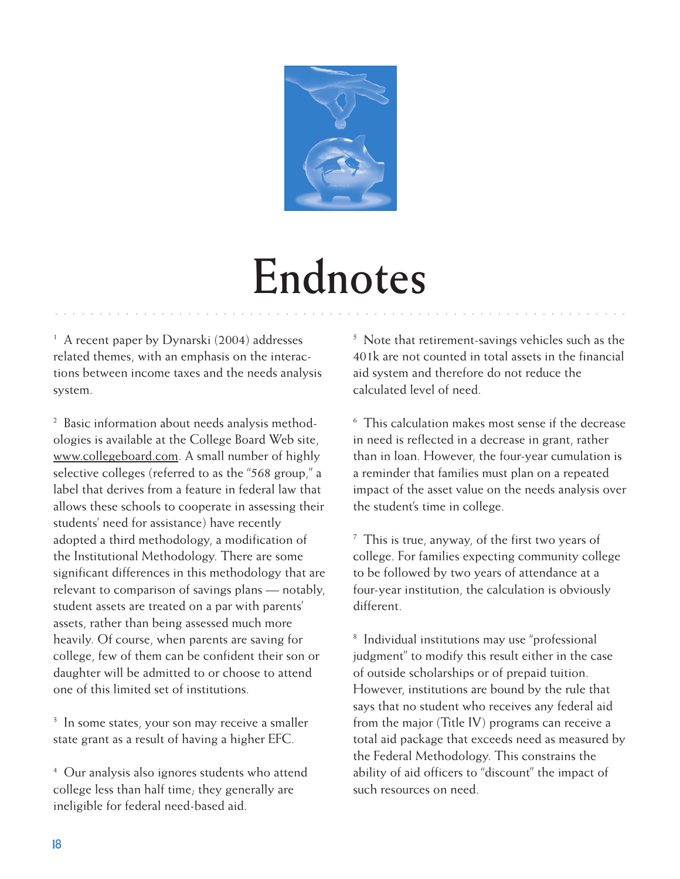# Endnotes

[1] A recent paper by Dynarski (2004) addresses related themes, with an emphasis on the interactions between income taxes and the needs analysis system.

[2] Basic information about needs analysis methodologies is available at the College Board Web site, www.collegeboard.com. A small number of highly selective colleges (referred to as the "568 group," a label that derives from a feature in federal law that allows these schools to cooperate in assessing their students' need for assistance) have recently adopted a third methodology, a modification of the Institutional Methodology. There are some significant differences in this methodology that are relevant to comparison of savings plans — notably, student assets are treated on a par with parents' assets, rather than being assessed much more heavily. Of course, when parents are saving for college, few of them can be confident their son or daughter will be admitted to or choose to attend one of this limited set of institutions.

[3] In some states, your son may receive a smaller state grant as a result of having a higher EFC.

[4] Our analysis also ignores students who attend college less than half time; they generally are ineligible for federal need-based aid.

[5] Note that retirement-savings vehicles such as the 401k are not counted in total assets in the financial aid system and therefore do not reduce the calculated level of need.

[6] This calculation makes most sense if the decrease in need is reflected in a decrease in grant, rather than in loan. However, the four-year cumulation is a reminder that families must plan on a repeated impact of the asset value on the needs analysis over the student's time in college.

[7] This is true, anyway, of the first two years of college. For families expecting community college to be followed by two years of attendance at a four-year institution, the calculation is obviously different.

[8] Individual institutions may use "professional judgment" to modify this result either in the case of outside scholarships or of prepaid tuition. However, institutions are bound by the rule that says that no student who receives any federal aid from the major (Title IV) programs can receive a total aid package that exceeds need as measured by the Federal Methodology. This constrains the ability of aid officers to "discount" the impact of such resources on need.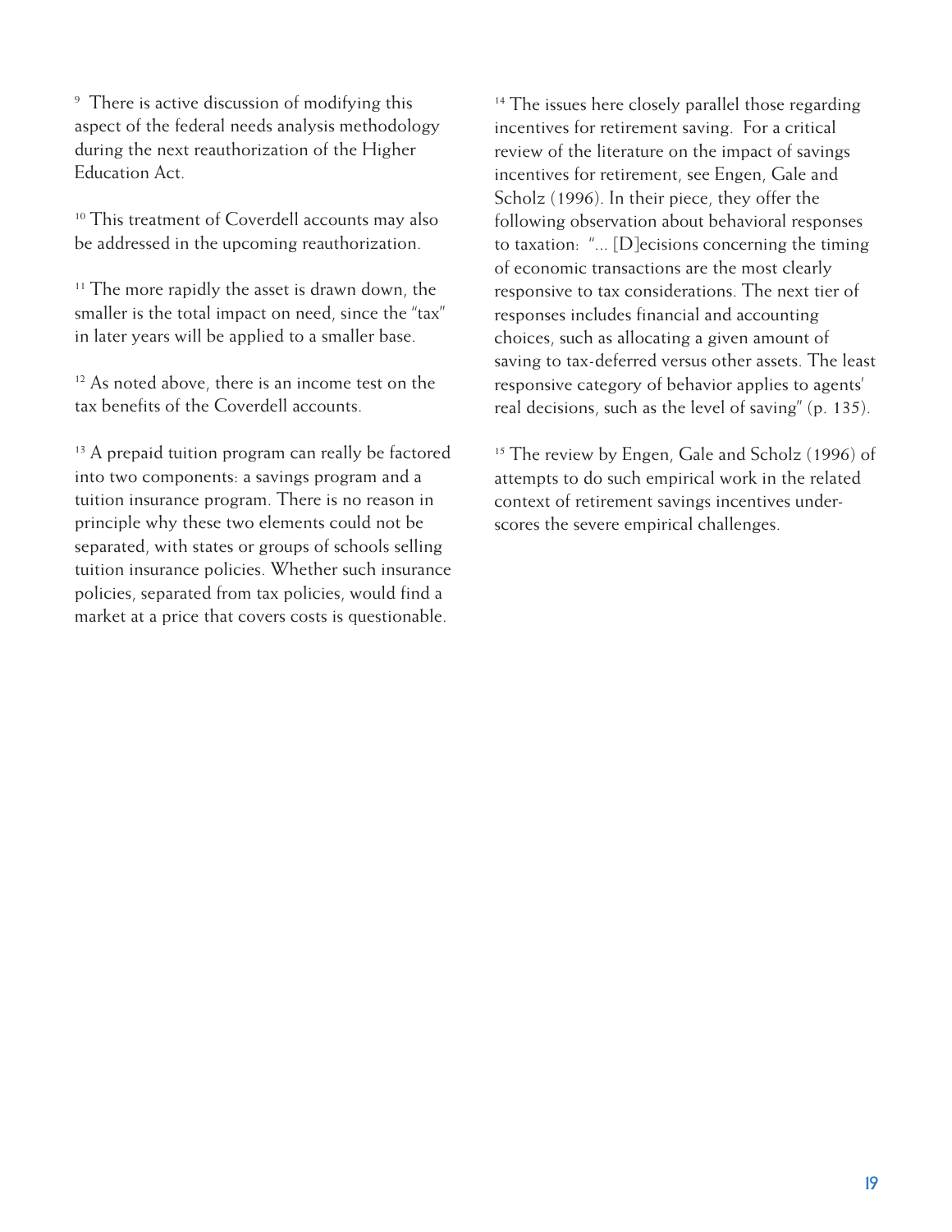[9] There is active discussion of modifying this aspect of the federal needs analysis methodology during the next reauthorization of the Higher Education Act.

[10] This treatment of Coverdell accounts may also be addressed in the upcoming reauthorization.

[11] The more rapidly the asset is drawn down, the smaller is the total impact on need, since the "tax" in later years will be applied to a smaller base.

[12] As noted above, there is an income test on the tax benefits of the Coverdell accounts.

[13] A prepaid tuition program can really be factored into two components: a savings program and a tuition insurance program. There is no reason in principle why these two elements could not be separated, with states or groups of schools selling tuition insurance policies. Whether such insurance policies, separated from tax policies, would find a market at a price that covers costs is questionable.

[14] The issues here closely parallel those regarding incentives for retirement saving. For a critical review of the literature on the impact of savings incentives for retirement, see Engen, Gale and Scholz (1996). In their piece, they offer the following observation about behavioral responses to taxation: "... [D]ecisions concerning the timing of economic transactions are the most clearly responsive to tax considerations. The next tier of responses includes financial and accounting choices, such as allocating a given amount of saving to tax-deferred versus other assets. The least responsive category of behavior applies to agents' real decisions, such as the level of saving" (p. 135).

[15] The review by Engen, Gale and Scholz (1996) of attempts to do such empirical work in the related context of retirement savings incentives underscores the severe empirical challenges.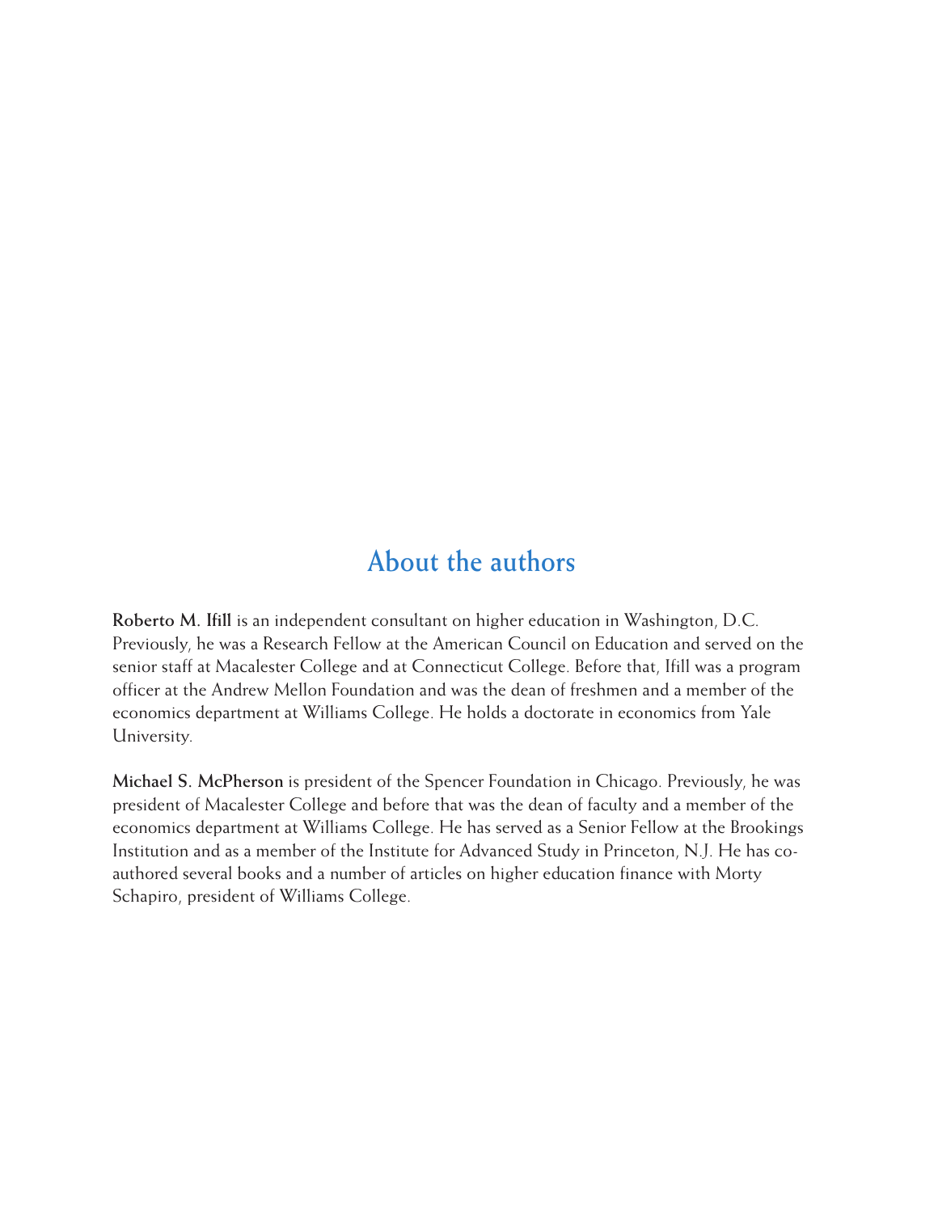## About the authors

**Roberto M. Ifill** is an independent consultant on higher education in Washington, D.C. Previously, he was a Research Fellow at the American Council on Education and served on the senior staff at Macalester College and at Connecticut College. Before that, Ifill was a program officer at the Andrew Mellon Foundation and was the dean of freshmen and a member of the economics department at Williams College. He holds a doctorate in economics from Yale University.

**Michael S. McPherson** is president of the Spencer Foundation in Chicago. Previously, he was president of Macalester College and before that was the dean of faculty and a member of the economics department at Williams College. He has served as a Senior Fellow at the Brookings Institution and as a member of the Institute for Advanced Study in Princeton, N.J. He has co-authored several books and a number of articles on higher education finance with Morty Schapiro, president of Williams College.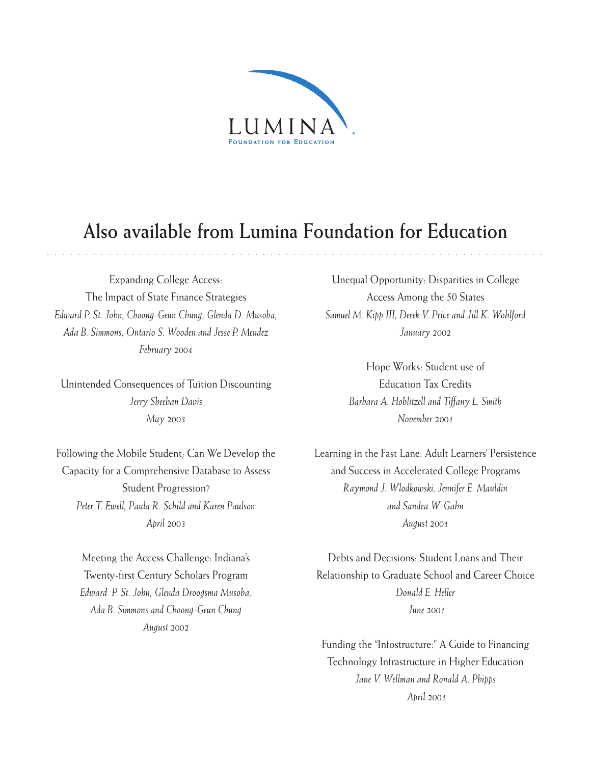LUMINA
FOUNDATION FOR EDUCATION

# Also available from Lumina Foundation for Education

Expanding College Access:
The Impact of State Finance Strategies
*Edward P. St. John, Choong-Geun Chung, Glenda D. Musoba, Ada B. Simmons, Ontario S. Wooden and Jesse P. Mendez*
*February 2004*

Unintended Consequences of Tuition Discounting
*Jerry Sheehan Davis*
*May 2003*

Following the Mobile Student; Can We Develop the Capacity for a Comprehensive Database to Assess Student Progression?
*Peter T. Ewell, Paula R. Schild and Karen Paulson*
*April 2003*

Meeting the Access Challenge: Indiana's Twenty-first Century Scholars Program
*Edward P. St. John, Glenda Droogsma Musoba, Ada B. Simmons and Choong-Geun Chung*
*August 2002*

Unequal Opportunity: Disparities in College Access Among the 50 States
*Samuel M. Kipp III, Derek V. Price and Jill K. Wohlford*
*January 2002*

Hope Works: Student use of Education Tax Credits
*Barbara A. Hoblitzell and Tiffany L. Smith*
*November 2001*

Learning in the Fast Lane: Adult Learners' Persistence and Success in Accelerated College Programs
*Raymond J. Wlodkowski, Jennifer E. Mauldin and Sandra W. Gahn*
*August 2001*

Debts and Decisions: Student Loans and Their Relationship to Graduate School and Career Choice
*Donald E. Heller*
*June 2001*

Funding the "Infostructure:" A Guide to Financing Technology Infrastructure in Higher Education
*Jane V. Wellman and Ronald A. Phipps*
*April 2001*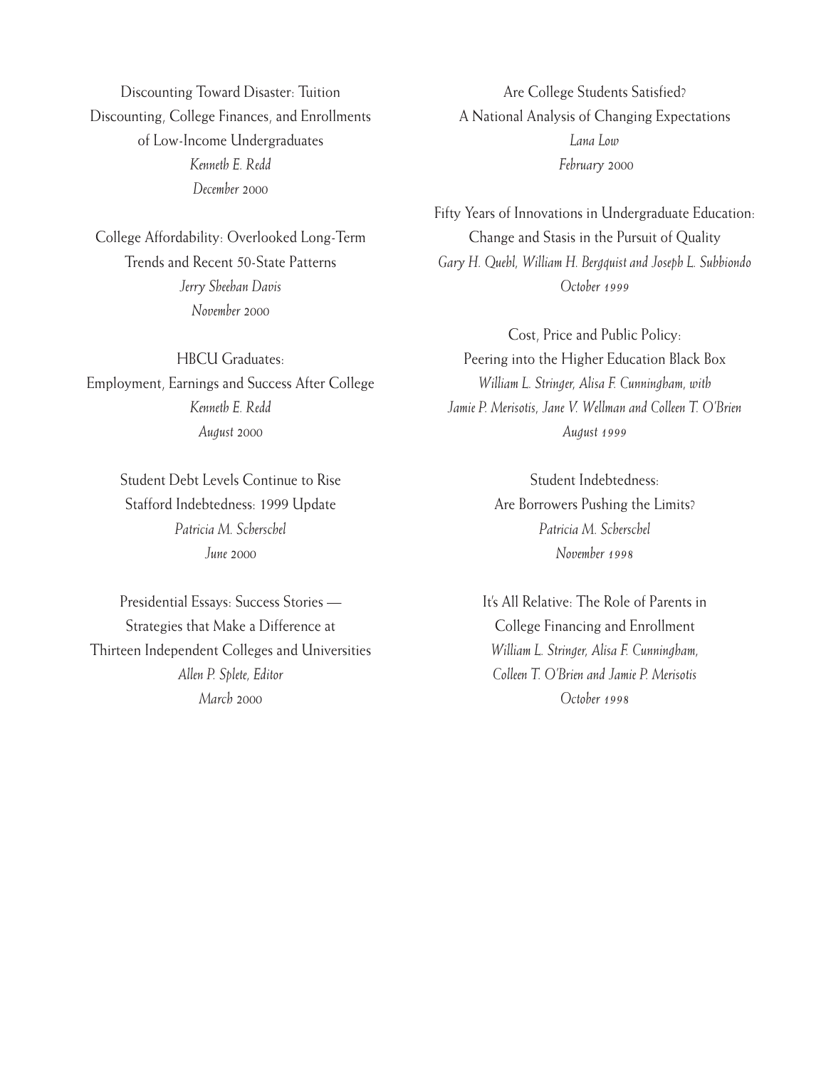Discounting Toward Disaster: Tuition Discounting, College Finances, and Enrollments of Low-Income Undergraduates
*Kenneth E. Redd*
*December 2000*

College Affordability: Overlooked Long-Term Trends and Recent 50-State Patterns
*Jerry Sheehan Davis*
*November 2000*

HBCU Graduates: Employment, Earnings and Success After College
*Kenneth E. Redd*
*August 2000*

Student Debt Levels Continue to Rise Stafford Indebtedness: 1999 Update
*Patricia M. Scherschel*
*June 2000*

Presidential Essays: Success Stories — Strategies that Make a Difference at Thirteen Independent Colleges and Universities
*Allen P. Splete, Editor*
*March 2000*

Are College Students Satisfied? A National Analysis of Changing Expectations
*Lana Low*
*February 2000*

Fifty Years of Innovations in Undergraduate Education: Change and Stasis in the Pursuit of Quality
*Gary H. Quehl, William H. Bergquist and Joseph L. Subbiondo*
*October 1999*

Cost, Price and Public Policy: Peering into the Higher Education Black Box
*William L. Stringer, Alisa F. Cunningham, with Jamie P. Merisotis, Jane V. Wellman and Colleen T. O'Brien*
*August 1999*

Student Indebtedness: Are Borrowers Pushing the Limits?
*Patricia M. Scherschel*
*November 1998*

It's All Relative: The Role of Parents in College Financing and Enrollment
*William L. Stringer, Alisa F. Cunningham, Colleen T. O'Brien and Jamie P. Merisotis*
*October 1998*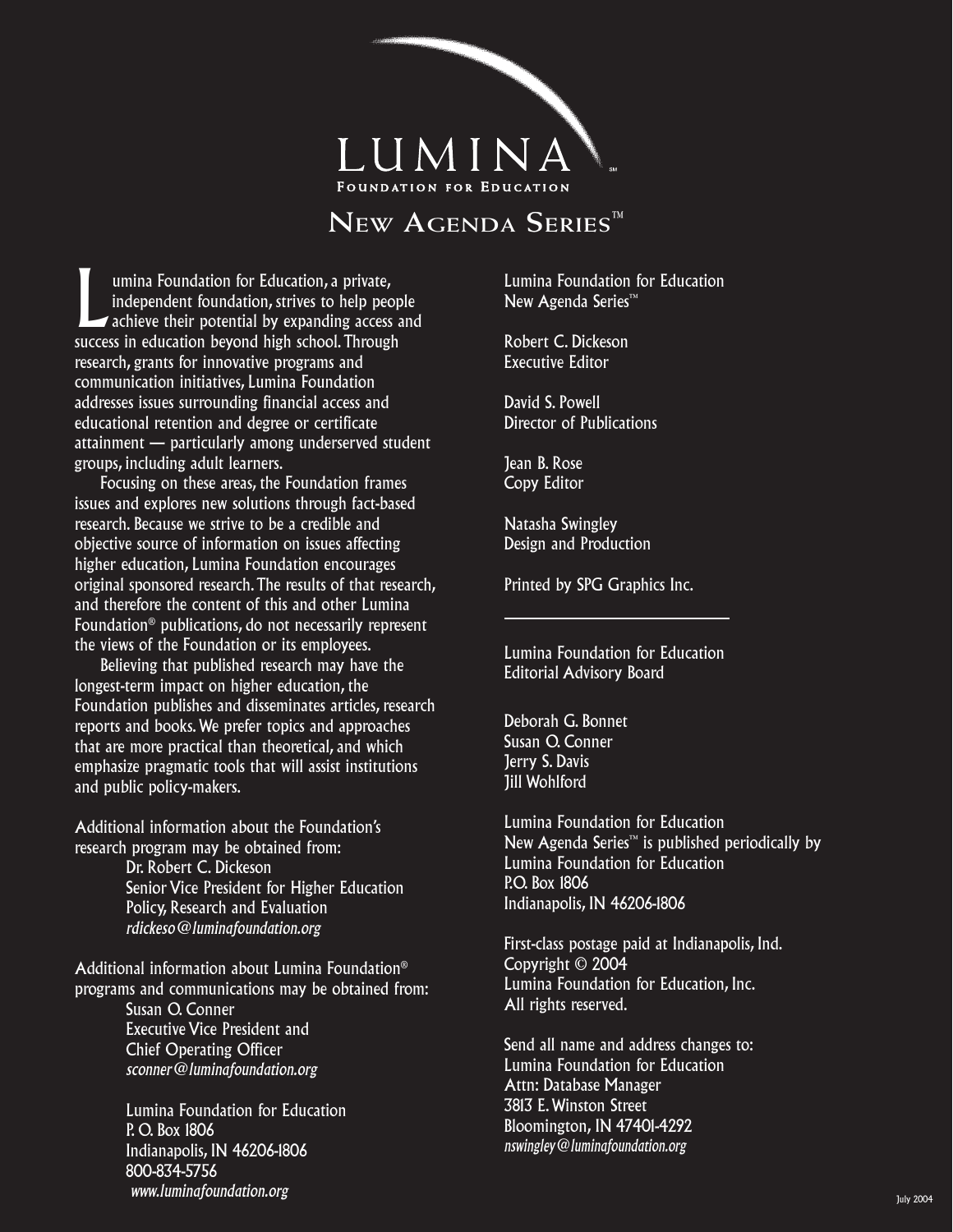# LUMINA

**Foundation for Education**

## New Agenda Series™

Lumina Foundation for Education, a private, independent foundation, strives to help people achieve their potential by expanding access and success in education beyond high school. Through research, grants for innovative programs and communication initiatives, Lumina Foundation addresses issues surrounding financial access and educational retention and degree or certificate attainment — particularly among underserved student groups, including adult learners.

Focusing on these areas, the Foundation frames issues and explores new solutions through fact-based research. Because we strive to be a credible and objective source of information on issues affecting higher education, Lumina Foundation encourages original sponsored research. The results of that research, and therefore the content of this and other Lumina Foundation® publications, do not necessarily represent the views of the Foundation or its employees.

Believing that published research may have the longest-term impact on higher education, the Foundation publishes and disseminates articles, research reports and books. We prefer topics and approaches that are more practical than theoretical, and which emphasize pragmatic tools that will assist institutions and public policy-makers.

Additional information about the Foundation's research program may be obtained from:

Dr. Robert C. Dickeson
Senior Vice President for Higher Education Policy, Research and Evaluation
*rdickeso@luminafoundation.org*

Additional information about Lumina Foundation® programs and communications may be obtained from:

Susan O. Conner
Executive Vice President and Chief Operating Officer
*sconner@luminafoundation.org*

Lumina Foundation for Education
P. O. Box 1806
Indianapolis, IN 46206-1806
800-834-5756
*www.luminafoundation.org*

Lumina Foundation for Education
New Agenda Series™

Robert C. Dickeson
Executive Editor

David S. Powell
Director of Publications

Jean B. Rose
Copy Editor

Natasha Swingley
Design and Production

Printed by SPG Graphics Inc.

---

Lumina Foundation for Education
Editorial Advisory Board

Deborah G. Bonnet
Susan O. Conner
Jerry S. Davis
Jill Wohlford

Lumina Foundation for Education New Agenda Series™ is published periodically by
Lumina Foundation for Education
P.O. Box 1806
Indianapolis, IN 46206-1806

First-class postage paid at Indianapolis, Ind.
Copyright © 2004
Lumina Foundation for Education, Inc.
All rights reserved.

Send all name and address changes to:
Lumina Foundation for Education
Attn: Database Manager
3813 E. Winston Street
Bloomington, IN 47401-4292
*nswingley@luminafoundation.org*

July 2004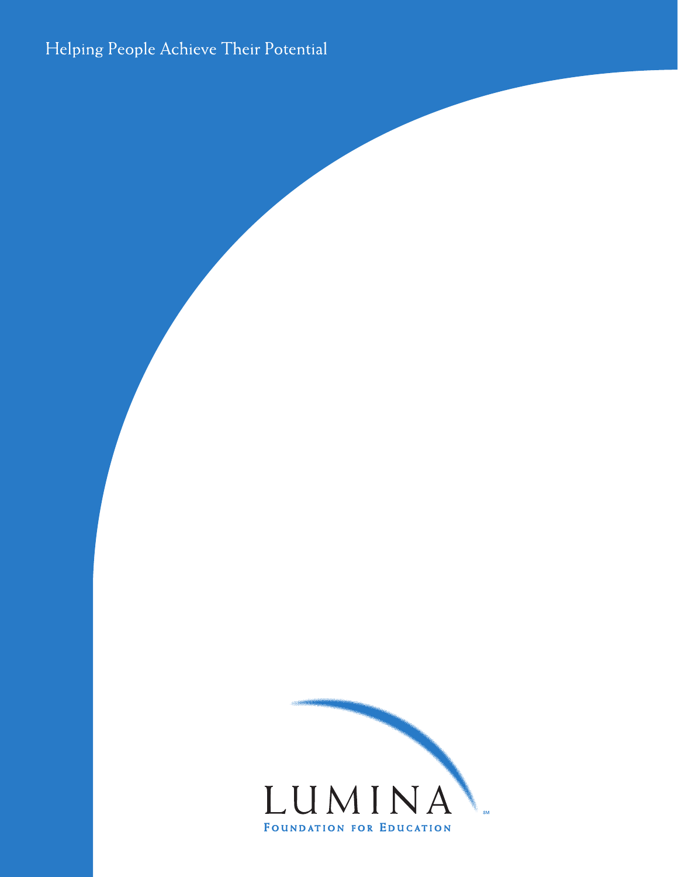Helping People Achieve Their Potential

LUMINA

FOUNDATION FOR EDUCATION